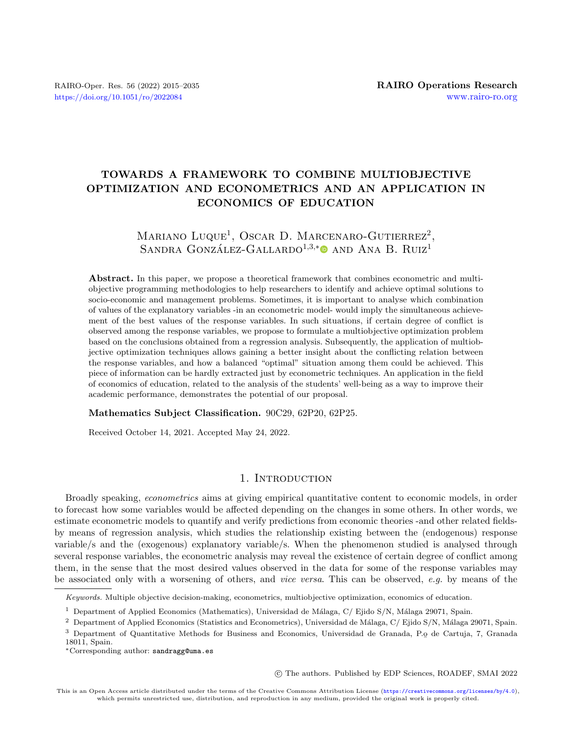# TOWARDS A FRAMEWORK TO COMBINE MULTIOBJECTIVE OPTIMIZATION AND ECONOMETRICS AND AN APPLICATION IN ECONOMICS OF EDUCATION

Mariano Luque[1], Oscar D. Marcenaro-Gutierrez[2], Sandra González-Gallardo[1,3,*] and Ana B. Ruiz[1]

**Abstract.** In this paper, we propose a theoretical framework that combines econometric and multiobjective programming methodologies to help researchers to identify and achieve optimal solutions to socio-economic and management problems. Sometimes, it is important to analyse which combination of values of the explanatory variables -in an econometric model- would imply the simultaneous achievement of the best values of the response variables. In such situations, if certain degree of conflict is observed among the response variables, we propose to formulate a multiobjective optimization problem based on the conclusions obtained from a regression analysis. Subsequently, the application of multiobjective optimization techniques allows gaining a better insight about the conflicting relation between the response variables, and how a balanced "optimal" situation among them could be achieved. This piece of information can be hardly extracted just by econometric techniques. An application in the field of economics of education, related to the analysis of the students' well-being as a way to improve their academic performance, demonstrates the potential of our proposal.

**Mathematics Subject Classification.** 90C29, 62P20, 62P25.

Received October 14, 2021. Accepted May 24, 2022.

## 1. Introduction

Broadly speaking, *econometrics* aims at giving empirical quantitative content to economic models, in order to forecast how some variables would be affected depending on the changes in some others. In other words, we estimate econometric models to quantify and verify predictions from economic theories -and other related fields- by means of regression analysis, which studies the relationship existing between the (endogenous) response variable/s and the (exogenous) explanatory variable/s. When the phenomenon studied is analysed through several response variables, the econometric analysis may reveal the existence of certain degree of conflict among them, in the sense that the most desired values observed in the data for some of the response variables may be associated only with a worsening of others, and *vice versa*. This can be observed, *e.g.* by means of the

*Keywords.* Multiple objective decision-making, econometrics, multiobjective optimization, economics of education.

[1] Department of Applied Economics (Mathematics), Universidad de Málaga, C/ Ejido S/N, Málaga 29071, Spain.

[2] Department of Applied Economics (Statistics and Econometrics), Universidad de Málaga, C/ Ejido S/N, Málaga 29071, Spain.

[3] Department of Quantitative Methods for Business and Economics, Universidad de Granada, P.o de Cartuja, 7, Granada 18011, Spain.

[*]Corresponding author: sandragg@uma.es

© The authors. Published by EDP Sciences, ROADEF, SMAI 2022

This is an Open Access article distributed under the terms of the Creative Commons Attribution License (https://creativecommons.org/licenses/by/4.0), which permits unrestricted use, distribution, and reproduction in any medium, provided the original work is properly cited.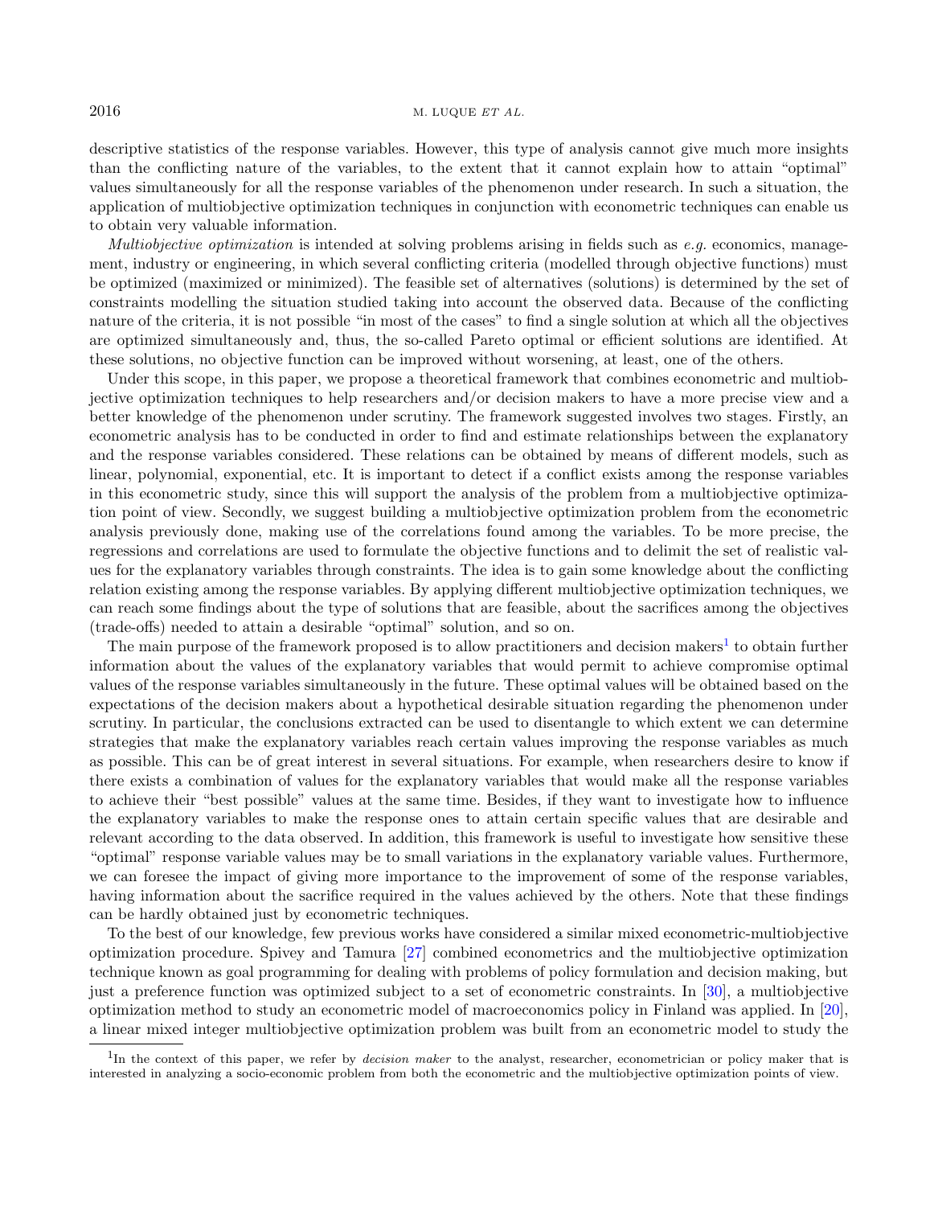descriptive statistics of the response variables. However, this type of analysis cannot give much more insights than the conflicting nature of the variables, to the extent that it cannot explain how to attain "optimal" values simultaneously for all the response variables of the phenomenon under research. In such a situation, the application of multiobjective optimization techniques in conjunction with econometric techniques can enable us to obtain very valuable information.

*Multiobjective optimization* is intended at solving problems arising in fields such as *e.g.* economics, management, industry or engineering, in which several conflicting criteria (modelled through objective functions) must be optimized (maximized or minimized). The feasible set of alternatives (solutions) is determined by the set of constraints modelling the situation studied taking into account the observed data. Because of the conflicting nature of the criteria, it is not possible "in most of the cases" to find a single solution at which all the objectives are optimized simultaneously and, thus, the so-called Pareto optimal or efficient solutions are identified. At these solutions, no objective function can be improved without worsening, at least, one of the others.

Under this scope, in this paper, we propose a theoretical framework that combines econometric and multiobjective optimization techniques to help researchers and/or decision makers to have a more precise view and a better knowledge of the phenomenon under scrutiny. The framework suggested involves two stages. Firstly, an econometric analysis has to be conducted in order to find and estimate relationships between the explanatory and the response variables considered. These relations can be obtained by means of different models, such as linear, polynomial, exponential, etc. It is important to detect if a conflict exists among the response variables in this econometric study, since this will support the analysis of the problem from a multiobjective optimization point of view. Secondly, we suggest building a multiobjective optimization problem from the econometric analysis previously done, making use of the correlations found among the variables. To be more precise, the regressions and correlations are used to formulate the objective functions and to delimit the set of realistic values for the explanatory variables through constraints. The idea is to gain some knowledge about the conflicting relation existing among the response variables. By applying different multiobjective optimization techniques, we can reach some findings about the type of solutions that are feasible, about the sacrifices among the objectives (trade-offs) needed to attain a desirable "optimal" solution, and so on.

The main purpose of the framework proposed is to allow practitioners and decision makers[1] to obtain further information about the values of the explanatory variables that would permit to achieve compromise optimal values of the response variables simultaneously in the future. These optimal values will be obtained based on the expectations of the decision makers about a hypothetical desirable situation regarding the phenomenon under scrutiny. In particular, the conclusions extracted can be used to disentangle to which extent we can determine strategies that make the explanatory variables reach certain values improving the response variables as much as possible. This can be of great interest in several situations. For example, when researchers desire to know if there exists a combination of values for the explanatory variables that would make all the response variables to achieve their "best possible" values at the same time. Besides, if they want to investigate how to influence the explanatory variables to make the response ones to attain certain specific values that are desirable and relevant according to the data observed. In addition, this framework is useful to investigate how sensitive these "optimal" response variable values may be to small variations in the explanatory variable values. Furthermore, we can foresee the impact of giving more importance to the improvement of some of the response variables, having information about the sacrifice required in the values achieved by the others. Note that these findings can be hardly obtained just by econometric techniques.

To the best of our knowledge, few previous works have considered a similar mixed econometric-multiobjective optimization procedure. Spivey and Tamura [27] combined econometrics and the multiobjective optimization technique known as goal programming for dealing with problems of policy formulation and decision making, but just a preference function was optimized subject to a set of econometric constraints. In [30], a multiobjective optimization method to study an econometric model of macroeconomics policy in Finland was applied. In [20], a linear mixed integer multiobjective optimization problem was built from an econometric model to study the

[1] In the context of this paper, we refer by *decision maker* to the analyst, researcher, econometrician or policy maker that is interested in analyzing a socio-economic problem from both the econometric and the multiobjective optimization points of view.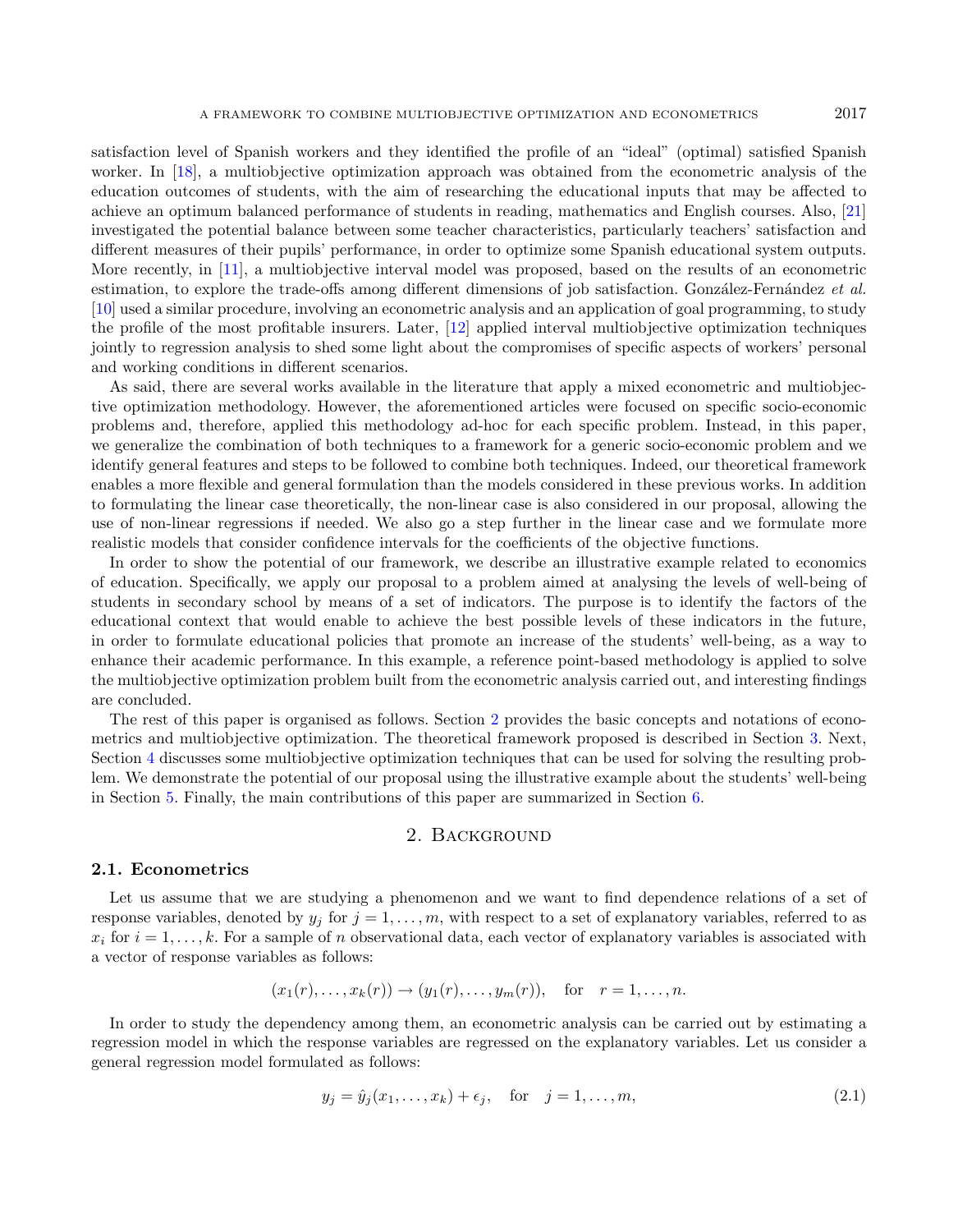satisfaction level of Spanish workers and they identified the profile of an "ideal" (optimal) satisfied Spanish worker. In [18], a multiobjective optimization approach was obtained from the econometric analysis of the education outcomes of students, with the aim of researching the educational inputs that may be affected to achieve an optimum balanced performance of students in reading, mathematics and English courses. Also, [21] investigated the potential balance between some teacher characteristics, particularly teachers' satisfaction and different measures of their pupils' performance, in order to optimize some Spanish educational system outputs. More recently, in [11], a multiobjective interval model was proposed, based on the results of an econometric estimation, to explore the trade-offs among different dimensions of job satisfaction. González-Fernández *et al.* [10] used a similar procedure, involving an econometric analysis and an application of goal programming, to study the profile of the most profitable insurers. Later, [12] applied interval multiobjective optimization techniques jointly to regression analysis to shed some light about the compromises of specific aspects of workers' personal and working conditions in different scenarios.

As said, there are several works available in the literature that apply a mixed econometric and multiobjective optimization methodology. However, the aforementioned articles were focused on specific socio-economic problems and, therefore, applied this methodology ad-hoc for each specific problem. Instead, in this paper, we generalize the combination of both techniques to a framework for a generic socio-economic problem and we identify general features and steps to be followed to combine both techniques. Indeed, our theoretical framework enables a more flexible and general formulation than the models considered in these previous works. In addition to formulating the linear case theoretically, the non-linear case is also considered in our proposal, allowing the use of non-linear regressions if needed. We also go a step further in the linear case and we formulate more realistic models that consider confidence intervals for the coefficients of the objective functions.

In order to show the potential of our framework, we describe an illustrative example related to economics of education. Specifically, we apply our proposal to a problem aimed at analysing the levels of well-being of students in secondary school by means of a set of indicators. The purpose is to identify the factors of the educational context that would enable to achieve the best possible levels of these indicators in the future, in order to formulate educational policies that promote an increase of the students' well-being, as a way to enhance their academic performance. In this example, a reference point-based methodology is applied to solve the multiobjective optimization problem built from the econometric analysis carried out, and interesting findings are concluded.

The rest of this paper is organised as follows. Section 2 provides the basic concepts and notations of econometrics and multiobjective optimization. The theoretical framework proposed is described in Section 3. Next, Section 4 discusses some multiobjective optimization techniques that can be used for solving the resulting problem. We demonstrate the potential of our proposal using the illustrative example about the students' well-being in Section 5. Finally, the main contributions of this paper are summarized in Section 6.

## 2. Background

### 2.1. Econometrics

Let us assume that we are studying a phenomenon and we want to find dependence relations of a set of response variables, denoted by $y_j$ for $j = 1, \dots, m$, with respect to a set of explanatory variables, referred to as $x_i$ for $i = 1, \dots, k$. For a sample of $n$ observational data, each vector of explanatory variables is associated with a vector of response variables as follows:

$$(x_1(r), \dots, x_k(r)) \rightarrow (y_1(r), \dots, y_m(r)), \quad \text{for} \quad r = 1, \dots, n.$$

In order to study the dependency among them, an econometric analysis can be carried out by estimating a regression model in which the response variables are regressed on the explanatory variables. Let us consider a general regression model formulated as follows:

$$y_j = \hat{y}_j(x_1, \dots, x_k) + \epsilon_j, \quad \text{for} \quad j = 1, \dots, m, \tag{2.1}$$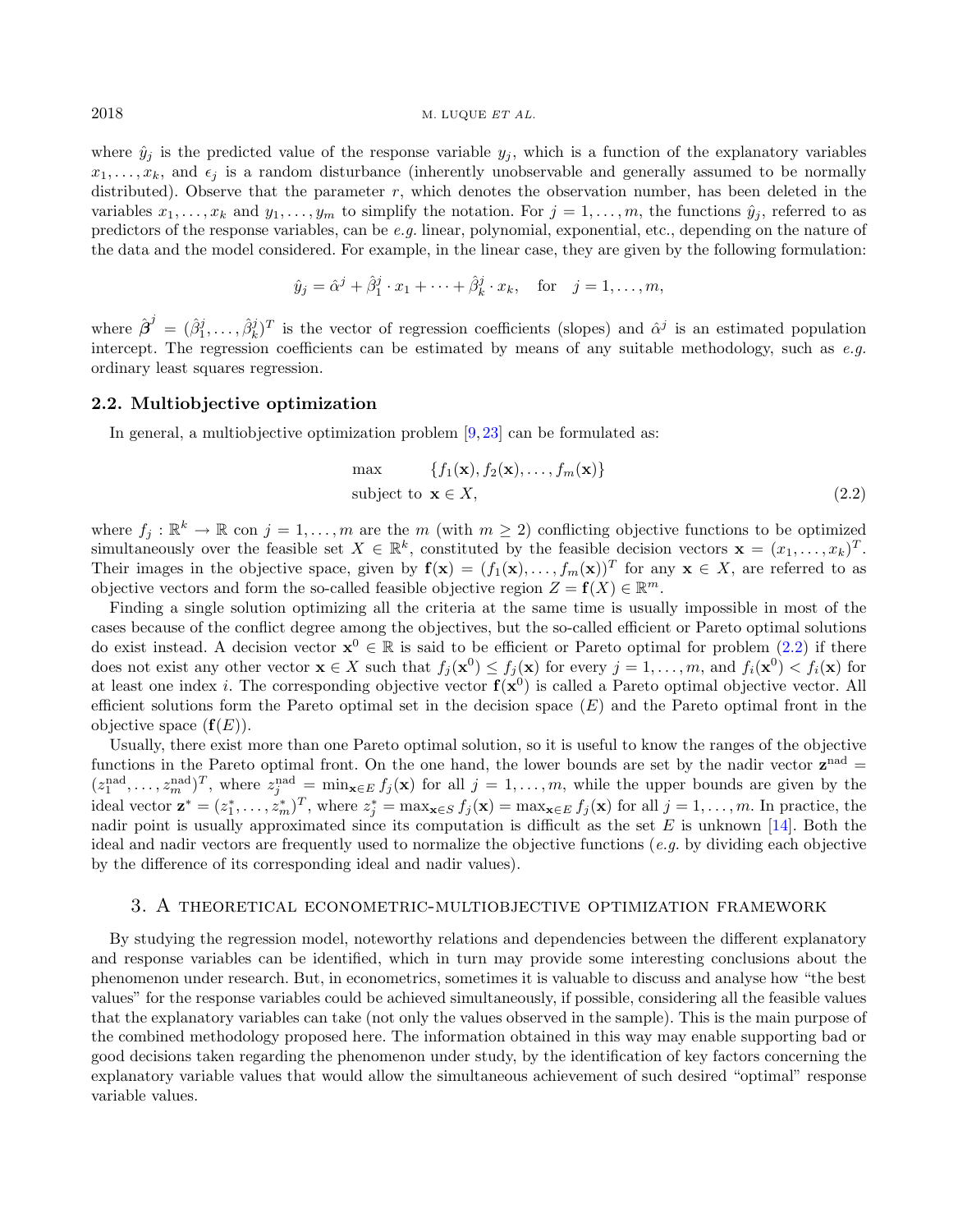where $\hat{y}_j$ is the predicted value of the response variable $y_j$, which is a function of the explanatory variables $x_1, \ldots, x_k$, and $\epsilon_j$ is a random disturbance (inherently unobservable and generally assumed to be normally distributed). Observe that the parameter $r$, which denotes the observation number, has been deleted in the variables $x_1, \ldots, x_k$ and $y_1, \ldots, y_m$ to simplify the notation. For $j = 1, \ldots, m$, the functions $\hat{y}_j$, referred to as predictors of the response variables, can be *e.g.* linear, polynomial, exponential, etc., depending on the nature of the data and the model considered. For example, in the linear case, they are given by the following formulation:

$$\hat{y}_j = \hat{\alpha}^j + \hat{\beta}_1^j \cdot x_1 + \cdots + \hat{\beta}_k^j \cdot x_k, \quad \text{for} \quad j = 1, \ldots, m,$$

where $\hat{\boldsymbol{\beta}}^j = (\hat{\beta}_1^j, \ldots, \hat{\beta}_k^j)^T$ is the vector of regression coefficients (slopes) and $\hat{\alpha}^j$ is an estimated population intercept. The regression coefficients can be estimated by means of any suitable methodology, such as *e.g.* ordinary least squares regression.

### 2.2. Multiobjective optimization

In general, a multiobjective optimization problem [9,23] can be formulated as:

$$\begin{array}{ll} \max & \{f_1(\mathbf{x}), f_2(\mathbf{x}), \ldots, f_m(\mathbf{x})\} \\ \text{subject to} & \mathbf{x} \in X, \end{array} \tag{2.2}$$

where $f_j : \mathbb{R}^k \to \mathbb{R}$ con $j = 1, \ldots, m$ are the $m$ (with $m \geq 2$) conflicting objective functions to be optimized simultaneously over the feasible set $X \in \mathbb{R}^k$, constituted by the feasible decision vectors $\mathbf{x} = (x_1, \ldots, x_k)^T$. Their images in the objective space, given by $\mathbf{f}(\mathbf{x}) = (f_1(\mathbf{x}), \ldots, f_m(\mathbf{x}))^T$ for any $\mathbf{x} \in X$, are referred to as objective vectors and form the so-called feasible objective region $Z = \mathbf{f}(X) \in \mathbb{R}^m$.

Finding a single solution optimizing all the criteria at the same time is usually impossible in most of the cases because of the conflict degree among the objectives, but the so-called efficient or Pareto optimal solutions do exist instead. A decision vector $\mathbf{x}^0 \in \mathbb{R}$ is said to be efficient or Pareto optimal for problem (2.2) if there does not exist any other vector $\mathbf{x} \in X$ such that $f_j(\mathbf{x}^0) \leq f_j(\mathbf{x})$ for every $j = 1, \ldots, m$, and $f_i(\mathbf{x}^0) < f_i(\mathbf{x})$ for at least one index $i$. The corresponding objective vector $\mathbf{f}(\mathbf{x}^0)$ is called a Pareto optimal objective vector. All efficient solutions form the Pareto optimal set in the decision space ($E$) and the Pareto optimal front in the objective space ($\mathbf{f}(E)$).

Usually, there exist more than one Pareto optimal solution, so it is useful to know the ranges of the objective functions in the Pareto optimal front. On the one hand, the lower bounds are set by the nadir vector $\mathbf{z}^{\text{nad}} = (z_1^{\text{nad}}, \ldots, z_m^{\text{nad}})^T$, where $z_j^{\text{nad}} = \min_{\mathbf{x} \in E} f_j(\mathbf{x})$ for all $j = 1, \ldots, m$, while the upper bounds are given by the ideal vector $\mathbf{z}^* = (z_1^*, \ldots, z_m^*)^T$, where $z_j^* = \max_{\mathbf{x} \in S} f_j(\mathbf{x}) = \max_{\mathbf{x} \in E} f_j(\mathbf{x})$ for all $j = 1, \ldots, m$. In practice, the nadir point is usually approximated since its computation is difficult as the set $E$ is unknown [14]. Both the ideal and nadir vectors are frequently used to normalize the objective functions (*e.g.* by dividing each objective by the difference of its corresponding ideal and nadir values).

## 3. A theoretical econometric-multiobjective optimization framework

By studying the regression model, noteworthy relations and dependencies between the different explanatory and response variables can be identified, which in turn may provide some interesting conclusions about the phenomenon under research. But, in econometrics, sometimes it is valuable to discuss and analyse how "the best values" for the response variables could be achieved simultaneously, if possible, considering all the feasible values that the explanatory variables can take (not only the values observed in the sample). This is the main purpose of the combined methodology proposed here. The information obtained in this way may enable supporting bad or good decisions taken regarding the phenomenon under study, by the identification of key factors concerning the explanatory variable values that would allow the simultaneous achievement of such desired "optimal" response variable values.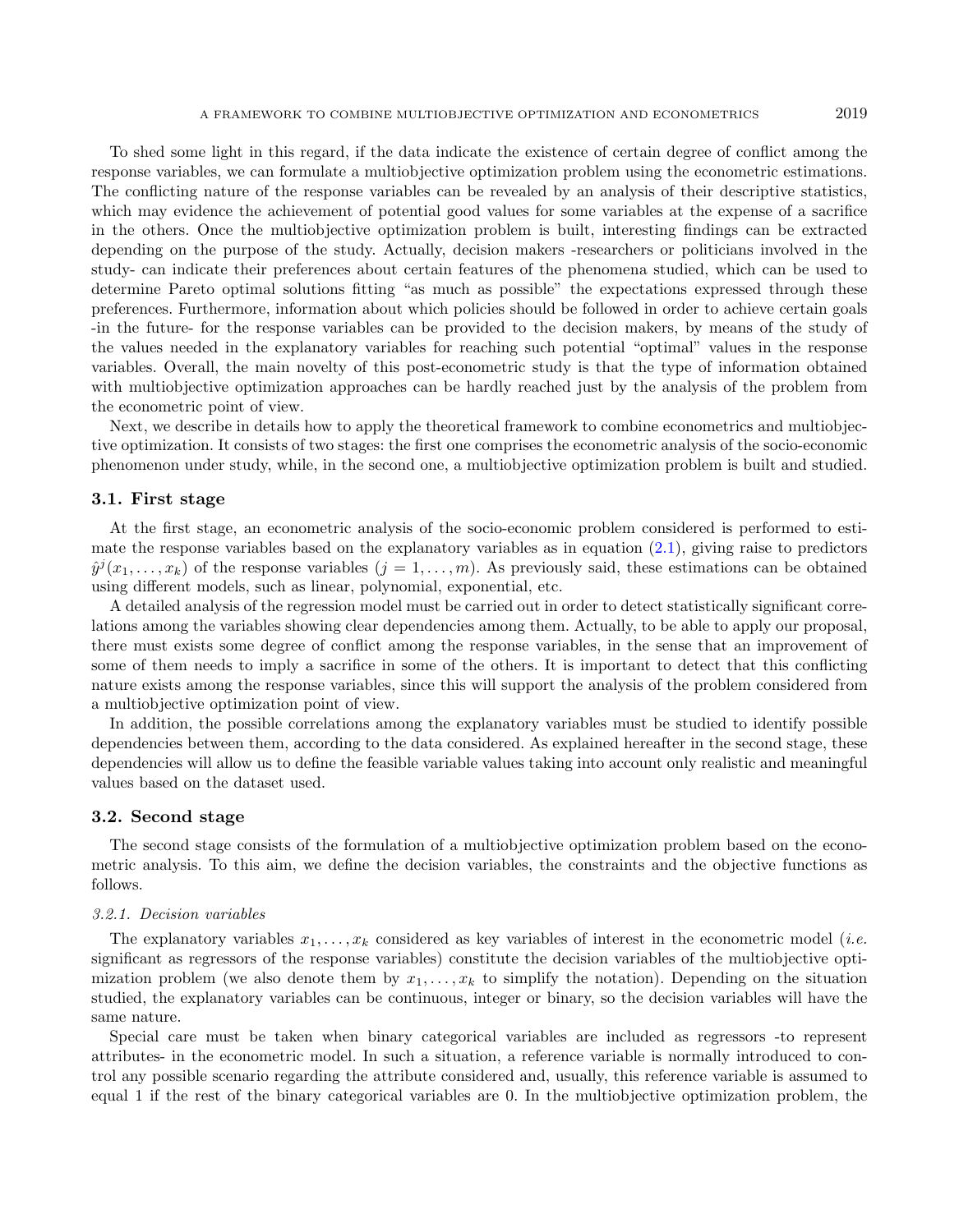To shed some light in this regard, if the data indicate the existence of certain degree of conflict among the response variables, we can formulate a multiobjective optimization problem using the econometric estimations. The conflicting nature of the response variables can be revealed by an analysis of their descriptive statistics, which may evidence the achievement of potential good values for some variables at the expense of a sacrifice in the others. Once the multiobjective optimization problem is built, interesting findings can be extracted depending on the purpose of the study. Actually, decision makers -researchers or politicians involved in the study- can indicate their preferences about certain features of the phenomena studied, which can be used to determine Pareto optimal solutions fitting "as much as possible" the expectations expressed through these preferences. Furthermore, information about which policies should be followed in order to achieve certain goals -in the future- for the response variables can be provided to the decision makers, by means of the study of the values needed in the explanatory variables for reaching such potential "optimal" values in the response variables. Overall, the main novelty of this post-econometric study is that the type of information obtained with multiobjective optimization approaches can be hardly reached just by the analysis of the problem from the econometric point of view.

Next, we describe in details how to apply the theoretical framework to combine econometrics and multiobjective optimization. It consists of two stages: the first one comprises the econometric analysis of the socio-economic phenomenon under study, while, in the second one, a multiobjective optimization problem is built and studied.

## 3.1. First stage

At the first stage, an econometric analysis of the socio-economic problem considered is performed to estimate the response variables based on the explanatory variables as in equation (2.1), giving raise to predictors $\hat{y}^j(x_1, \ldots, x_k)$ of the response variables ($j = 1, \ldots, m$). As previously said, these estimations can be obtained using different models, such as linear, polynomial, exponential, etc.

A detailed analysis of the regression model must be carried out in order to detect statistically significant correlations among the variables showing clear dependencies among them. Actually, to be able to apply our proposal, there must exists some degree of conflict among the response variables, in the sense that an improvement of some of them needs to imply a sacrifice in some of the others. It is important to detect that this conflicting nature exists among the response variables, since this will support the analysis of the problem considered from a multiobjective optimization point of view.

In addition, the possible correlations among the explanatory variables must be studied to identify possible dependencies between them, according to the data considered. As explained hereafter in the second stage, these dependencies will allow us to define the feasible variable values taking into account only realistic and meaningful values based on the dataset used.

## 3.2. Second stage

The second stage consists of the formulation of a multiobjective optimization problem based on the econometric analysis. To this aim, we define the decision variables, the constraints and the objective functions as follows.

### *3.2.1. Decision variables*

The explanatory variables $x_1, \ldots, x_k$ considered as key variables of interest in the econometric model (*i.e.* significant as regressors of the response variables) constitute the decision variables of the multiobjective optimization problem (we also denote them by $x_1, \ldots, x_k$ to simplify the notation). Depending on the situation studied, the explanatory variables can be continuous, integer or binary, so the decision variables will have the same nature.

Special care must be taken when binary categorical variables are included as regressors -to represent attributes- in the econometric model. In such a situation, a reference variable is normally introduced to control any possible scenario regarding the attribute considered and, usually, this reference variable is assumed to equal 1 if the rest of the binary categorical variables are 0. In the multiobjective optimization problem, the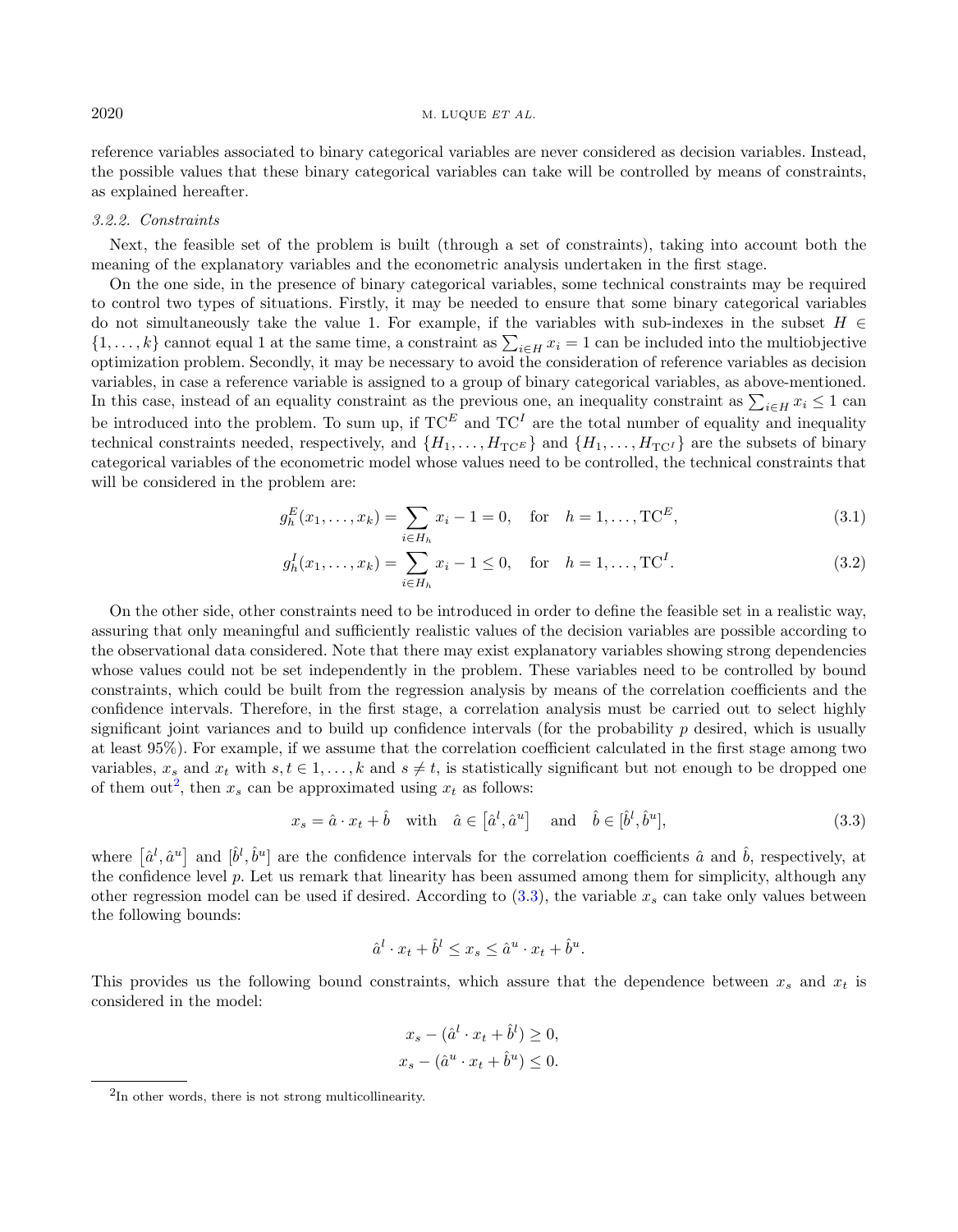reference variables associated to binary categorical variables are never considered as decision variables. Instead, the possible values that these binary categorical variables can take will be controlled by means of constraints, as explained hereafter.

#### *3.2.2. Constraints*

Next, the feasible set of the problem is built (through a set of constraints), taking into account both the meaning of the explanatory variables and the econometric analysis undertaken in the first stage.

On the one side, in the presence of binary categorical variables, some technical constraints may be required to control two types of situations. Firstly, it may be needed to ensure that some binary categorical variables do not simultaneously take the value 1. For example, if the variables with sub-indexes in the subset $H \in \{1, \ldots, k\}$ cannot equal 1 at the same time, a constraint as $\sum_{i \in H} x_i = 1$ can be included into the multiobjective optimization problem. Secondly, it may be necessary to avoid the consideration of reference variables as decision variables, in case a reference variable is assigned to a group of binary categorical variables, as above-mentioned. In this case, instead of an equality constraint as the previous one, an inequality constraint as $\sum_{i \in H} x_i \leq 1$ can be introduced into the problem. To sum up, if $\mathrm{TC}^E$ and $\mathrm{TC}^I$ are the total number of equality and inequality technical constraints needed, respectively, and $\{H_1, \ldots, H_{\mathrm{TC}^E}\}$ and $\{H_1, \ldots, H_{\mathrm{TC}^I}\}$ are the subsets of binary categorical variables of the econometric model whose values need to be controlled, the technical constraints that will be considered in the problem are:

$$g_h^E(x_1, \ldots, x_k) = \sum_{i \in H_h} x_i - 1 = 0, \quad \text{for} \quad h = 1, \ldots, \mathrm{TC}^E, \tag{3.1}$$

$$g_h^I(x_1, \ldots, x_k) = \sum_{i \in H_h} x_i - 1 \leq 0, \quad \text{for} \quad h = 1, \ldots, \mathrm{TC}^I. \tag{3.2}$$

On the other side, other constraints need to be introduced in order to define the feasible set in a realistic way, assuring that only meaningful and sufficiently realistic values of the decision variables are possible according to the observational data considered. Note that there may exist explanatory variables showing strong dependencies whose values could not be set independently in the problem. These variables need to be controlled by bound constraints, which could be built from the regression analysis by means of the correlation coefficients and the confidence intervals. Therefore, in the first stage, a correlation analysis must be carried out to select highly significant joint variances and to build up confidence intervals (for the probability $p$ desired, which is usually at least 95%). For example, if we assume that the correlation coefficient calculated in the first stage among two variables, $x_s$ and $x_t$ with $s, t \in 1, \ldots, k$ and $s \neq t$, is statistically significant but not enough to be dropped one of them out[2], then $x_s$ can be approximated using $x_t$ as follows:

$$x_s = \hat{a} \cdot x_t + \hat{b} \quad \text{with} \quad \hat{a} \in \left[\hat{a}^l, \hat{a}^u\right] \quad \text{and} \quad \hat{b} \in [\hat{b}^l, \hat{b}^u], \tag{3.3}$$

where $\left[\hat{a}^l, \hat{a}^u\right]$ and $[\hat{b}^l, \hat{b}^u]$ are the confidence intervals for the correlation coefficients $\hat{a}$ and $\hat{b}$, respectively, at the confidence level $p$. Let us remark that linearity has been assumed among them for simplicity, although any other regression model can be used if desired. According to (3.3), the variable $x_s$ can take only values between the following bounds:

$$\hat{a}^l \cdot x_t + \hat{b}^l \leq x_s \leq \hat{a}^u \cdot x_t + \hat{b}^u.$$

This provides us the following bound constraints, which assure that the dependence between $x_s$ and $x_t$ is considered in the model:

$$x_s - (\hat{a}^l \cdot x_t + \hat{b}^l) \geq 0,$$
$$x_s - (\hat{a}^u \cdot x_t + \hat{b}^u) \leq 0.$$

[2] In other words, there is not strong multicollinearity.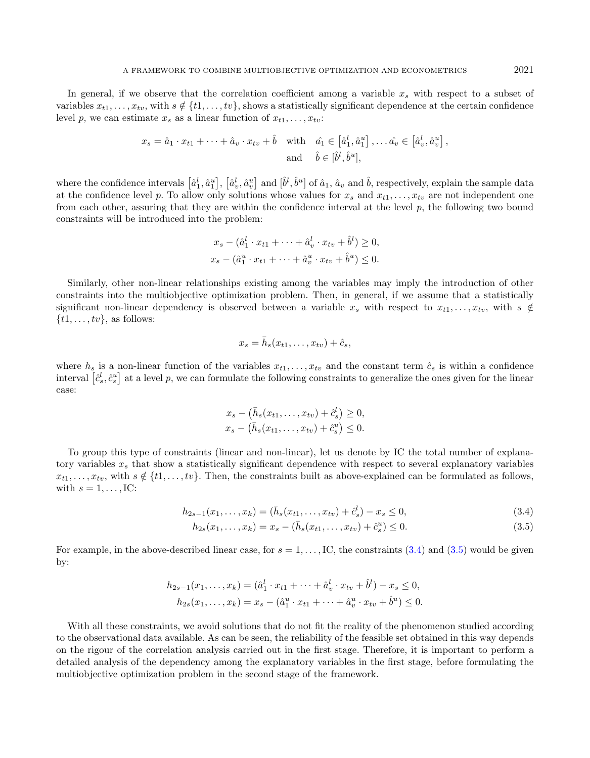In general, if we observe that the correlation coefficient among a variable $x_s$ with respect to a subset of variables $x_{t1}, \ldots, x_{tv}$, with $s \notin \{t1, \ldots, tv\}$, shows a statistically significant dependence at the certain confidence level $p$, we can estimate $x_s$ as a linear function of $x_{t1}, \ldots, x_{tv}$:

$$x_s = \hat{a}_1 \cdot x_{t1} + \cdots + \hat{a}_v \cdot x_{tv} + \hat{b} \quad \text{with} \quad \hat{a_1} \in \left[\hat{a}_1^l, \hat{a}_1^u\right], \ldots \hat{a_v} \in \left[\hat{a}_v^l, \hat{a}_v^u\right],$$
$$\text{and} \quad \hat{b} \in [\hat{b}^l, \hat{b}^u],$$

where the confidence intervals $\left[\hat{a}_1^l, \hat{a}_1^u\right]$, $\left[\hat{a}_v^l, \hat{a}_v^u\right]$ and $[\hat{b}^l, \hat{b}^u]$ of $\hat{a}_1$, $\hat{a}_v$ and $\hat{b}$, respectively, explain the sample data at the confidence level $p$. To allow only solutions whose values for $x_s$ and $x_{t1}, \ldots, x_{tv}$ are not independent one from each other, assuring that they are within the confidence interval at the level $p$, the following two bound constraints will be introduced into the problem:

$$x_s - (\hat{a}_1^l \cdot x_{t1} + \cdots + \hat{a}_v^l \cdot x_{tv} + \hat{b}^l) \geq 0,$$
$$x_s - (\hat{a}_1^u \cdot x_{t1} + \cdots + \hat{a}_v^u \cdot x_{tv} + \hat{b}^u) \leq 0.$$

Similarly, other non-linear relationships existing among the variables may imply the introduction of other constraints into the multiobjective optimization problem. Then, in general, if we assume that a statistically significant non-linear dependency is observed between a variable $x_s$ with respect to $x_{t1}, \ldots, x_{tv}$, with $s \notin \{t1, \ldots, tv\}$, as follows:

$$x_s = \bar{h}_s(x_{t1}, \ldots, x_{tv}) + \hat{c}_s,$$

where $h_s$ is a non-linear function of the variables $x_{t1}, \ldots, x_{tv}$ and the constant term $\hat{c}_s$ is within a confidence interval $\left[\hat{c}_s^l, \hat{c}_s^u\right]$ at a level $p$, we can formulate the following constraints to generalize the ones given for the linear case:

$$x_s - \left(\bar{h}_s(x_{t1}, \ldots, x_{tv}) + \hat{c}_s^l\right) \geq 0,$$
$$x_s - \left(\bar{h}_s(x_{t1}, \ldots, x_{tv}) + \hat{c}_s^u\right) \leq 0.$$

To group this type of constraints (linear and non-linear), let us denote by IC the total number of explanatory variables $x_s$ that show a statistically significant dependence with respect to several explanatory variables $x_{t1}, \ldots, x_{tv}$, with $s \notin \{t1, \ldots, tv\}$. Then, the constraints built as above-explained can be formulated as follows, with $s = 1, \ldots, \mathrm{IC}$:

$$h_{2s-1}(x_1, \ldots, x_k) = (\bar{h}_s(x_{t1}, \ldots, x_{tv}) + \hat{c}_s^l) - x_s \leq 0, \tag{3.4}$$
$$h_{2s}(x_1, \ldots, x_k) = x_s - (\bar{h}_s(x_{t1}, \ldots, x_{tv}) + \hat{c}_s^u) \leq 0. \tag{3.5}$$

For example, in the above-described linear case, for $s = 1, \ldots, \mathrm{IC}$, the constraints (3.4) and (3.5) would be given by:

$$h_{2s-1}(x_1, \ldots, x_k) = (\hat{a}_1^l \cdot x_{t1} + \cdots + \hat{a}_v^l \cdot x_{tv} + \hat{b}^l) - x_s \leq 0,$$
$$h_{2s}(x_1, \ldots, x_k) = x_s - (\hat{a}_1^u \cdot x_{t1} + \cdots + \hat{a}_v^u \cdot x_{tv} + \hat{b}^u) \leq 0.$$

With all these constraints, we avoid solutions that do not fit the reality of the phenomenon studied according to the observational data available. As can be seen, the reliability of the feasible set obtained in this way depends on the rigour of the correlation analysis carried out in the first stage. Therefore, it is important to perform a detailed analysis of the dependency among the explanatory variables in the first stage, before formulating the multiobjective optimization problem in the second stage of the framework.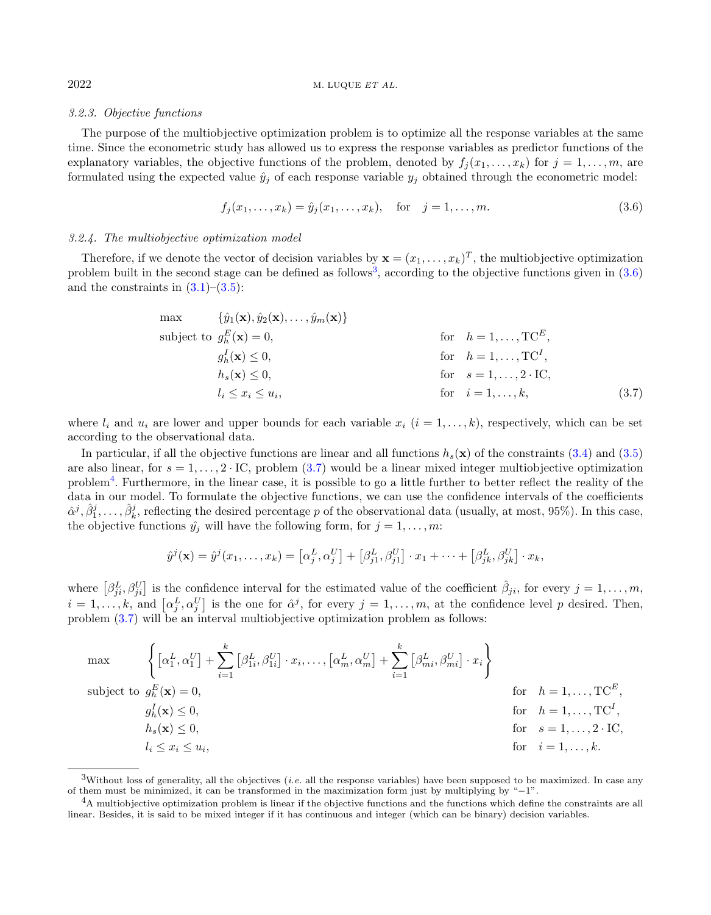### 3.2.3. Objective functions

The purpose of the multiobjective optimization problem is to optimize all the response variables at the same time. Since the econometric study has allowed us to express the response variables as predictor functions of the explanatory variables, the objective functions of the problem, denoted by $f_j(x_1, \ldots, x_k)$ for $j = 1, \ldots, m$, are formulated using the expected value $\hat{y}_j$ of each response variable $y_j$ obtained through the econometric model:

$$f_j(x_1, \ldots, x_k) = \hat{y}_j(x_1, \ldots, x_k), \quad \text{for} \quad j = 1, \ldots, m. \tag{3.6}$$

### 3.2.4. The multiobjective optimization model

Therefore, if we denote the vector of decision variables by $\mathbf{x} = (x_1, \ldots, x_k)^T$, the multiobjective optimization problem built in the second stage can be defined as follows[3], according to the objective functions given in (3.6) and the constraints in (3.1)–(3.5):

$$\begin{array}{lll}
\max & \{\hat{y}_1(\mathbf{x}), \hat{y}_2(\mathbf{x}), \ldots, \hat{y}_m(\mathbf{x})\} & \\
\text{subject to} & g_h^E(\mathbf{x}) = 0, & \text{for} \quad h = 1, \ldots, \text{TC}^E, \\
& g_h^I(\mathbf{x}) \leq 0, & \text{for} \quad h = 1, \ldots, \text{TC}^I, \\
& h_s(\mathbf{x}) \leq 0, & \text{for} \quad s = 1, \ldots, 2 \cdot \text{IC}, \\
& l_i \leq x_i \leq u_i, & \text{for} \quad i = 1, \ldots, k,
\end{array} \tag{3.7}$$

where $l_i$ and $u_i$ are lower and upper bounds for each variable $x_i$ ($i = 1, \ldots, k$), respectively, which can be set according to the observational data.

In particular, if all the objective functions are linear and all functions $h_s(\mathbf{x})$ of the constraints (3.4) and (3.5) are also linear, for $s = 1, \ldots, 2 \cdot \text{IC}$, problem (3.7) would be a linear mixed integer multiobjective optimization problem[4]. Furthermore, in the linear case, it is possible to go a little further to better reflect the reality of the data in our model. To formulate the objective functions, we can use the confidence intervals of the coefficients $\hat{\alpha}^j, \hat{\beta}_1^j, \ldots, \hat{\beta}_k^j$, reflecting the desired percentage $p$ of the observational data (usually, at most, 95%). In this case, the objective functions $\hat{y}_j$ will have the following form, for $j = 1, \ldots, m$:

$$\hat{y}^j(\mathbf{x}) = \hat{y}^j(x_1, \ldots, x_k) = \left[\alpha_j^L, \alpha_j^U\right] + \left[\beta_{j1}^L, \beta_{j1}^U\right] \cdot x_1 + \cdots + \left[\beta_{jk}^L, \beta_{jk}^U\right] \cdot x_k,$$

where $\left[\beta_{ji}^L, \beta_{ji}^U\right]$ is the confidence interval for the estimated value of the coefficient $\hat{\beta}_{ji}$, for every $j = 1, \ldots, m$, $i = 1, \ldots, k$, and $\left[\alpha_j^L, \alpha_j^U\right]$ is the one for $\hat{\alpha}^j$, for every $j = 1, \ldots, m$, at the confidence level $p$ desired. Then, problem (3.7) will be an interval multiobjective optimization problem as follows:

$$\begin{array}{lll}
\max & \left\{ \left[\alpha_1^L, \alpha_1^U\right] + \sum_{i=1}^{k} \left[\beta_{1i}^L, \beta_{1i}^U\right] \cdot x_i, \ldots, \left[\alpha_m^L, \alpha_m^U\right] + \sum_{i=1}^{k} \left[\beta_{mi}^L, \beta_{mi}^U\right] \cdot x_i \right\} & \\
\text{subject to} & g_h^E(\mathbf{x}) = 0, & \text{for} \quad h = 1, \ldots, \text{TC}^E, \\
& g_h^I(\mathbf{x}) \leq 0, & \text{for} \quad h = 1, \ldots, \text{TC}^I, \\
& h_s(\mathbf{x}) \leq 0, & \text{for} \quad s = 1, \ldots, 2 \cdot \text{IC}, \\
& l_i \leq x_i \leq u_i, & \text{for} \quad i = 1, \ldots, k.
\end{array}$$

---

[3] Without loss of generality, all the objectives (*i.e.* all the response variables) have been supposed to be maximized. In case any of them must be minimized, it can be transformed in the maximization form just by multiplying by "−1".

[4] A multiobjective optimization problem is linear if the objective functions and the functions which define the constraints are all linear. Besides, it is said to be mixed integer if it has continuous and integer (which can be binary) decision variables.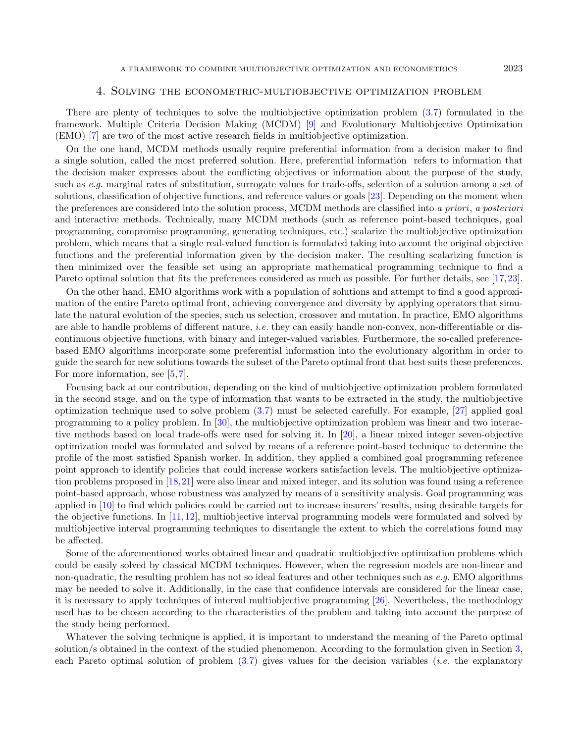## 4. Solving the econometric-multiobjective optimization problem

There are plenty of techniques to solve the multiobjective optimization problem (3.7) formulated in the framework. Multiple Criteria Decision Making (MCDM) [9] and Evolutionary Multiobjective Optimization (EMO) [7] are two of the most active research fields in multiobjective optimization.

On the one hand, MCDM methods usually require preferential information from a decision maker to find a single solution, called the most preferred solution. Here, preferential information refers to information that the decision maker expresses about the conflicting objectives or information about the purpose of the study, such as *e.g.* marginal rates of substitution, surrogate values for trade-offs, selection of a solution among a set of solutions, classification of objective functions, and reference values or goals [23]. Depending on the moment when the preferences are considered into the solution process, MCDM methods are classified into *a priori*, *a posteriori* and interactive methods. Technically, many MCDM methods (such as reference point-based techniques, goal programming, compromise programming, generating techniques, etc.) scalarize the multiobjective optimization problem, which means that a single real-valued function is formulated taking into account the original objective functions and the preferential information given by the decision maker. The resulting scalarizing function is then minimized over the feasible set using an appropriate mathematical programming technique to find a Pareto optimal solution that fits the preferences considered as much as possible. For further details, see [17,23].

On the other hand, EMO algorithms work with a population of solutions and attempt to find a good approximation of the entire Pareto optimal front, achieving convergence and diversity by applying operators that simulate the natural evolution of the species, such us selection, crossover and mutation. In practice, EMO algorithms are able to handle problems of different nature, *i.e.* they can easily handle non-convex, non-differentiable or discontinuous objective functions, with binary and integer-valued variables. Furthermore, the so-called preference-based EMO algorithms incorporate some preferential information into the evolutionary algorithm in order to guide the search for new solutions towards the subset of the Pareto optimal front that best suits these preferences. For more information, see [5,7].

Focusing back at our contribution, depending on the kind of multiobjective optimization problem formulated in the second stage, and on the type of information that wants to be extracted in the study, the multiobjective optimization technique used to solve problem (3.7) must be selected carefully. For example, [27] applied goal programming to a policy problem. In [30], the multiobjective optimization problem was linear and two interactive methods based on local trade-offs were used for solving it. In [20], a linear mixed integer seven-objective optimization model was formulated and solved by means of a reference point-based technique to determine the profile of the most satisfied Spanish worker. In addition, they applied a combined goal programming reference point approach to identify policies that could increase workers satisfaction levels. The multiobjective optimization problems proposed in [18,21] were also linear and mixed integer, and its solution was found using a reference point-based approach, whose robustness was analyzed by means of a sensitivity analysis. Goal programming was applied in [10] to find which policies could be carried out to increase insurers' results, using desirable targets for the objective functions. In [11,12], multiobjective interval programming models were formulated and solved by multiobjective interval programming techniques to disentangle the extent to which the correlations found may be affected.

Some of the aforementioned works obtained linear and quadratic multiobjective optimization problems which could be easily solved by classical MCDM techniques. However, when the regression models are non-linear and non-quadratic, the resulting problem has not so ideal features and other techniques such as *e.g.* EMO algorithms may be needed to solve it. Additionally, in the case that confidence intervals are considered for the linear case, it is necessary to apply techniques of interval multiobjective programming [26]. Nevertheless, the methodology used has to be chosen according to the characteristics of the problem and taking into account the purpose of the study being performed.

Whatever the solving technique is applied, it is important to understand the meaning of the Pareto optimal solution/s obtained in the context of the studied phenomenon. According to the formulation given in Section 3, each Pareto optimal solution of problem (3.7) gives values for the decision variables (*i.e.* the explanatory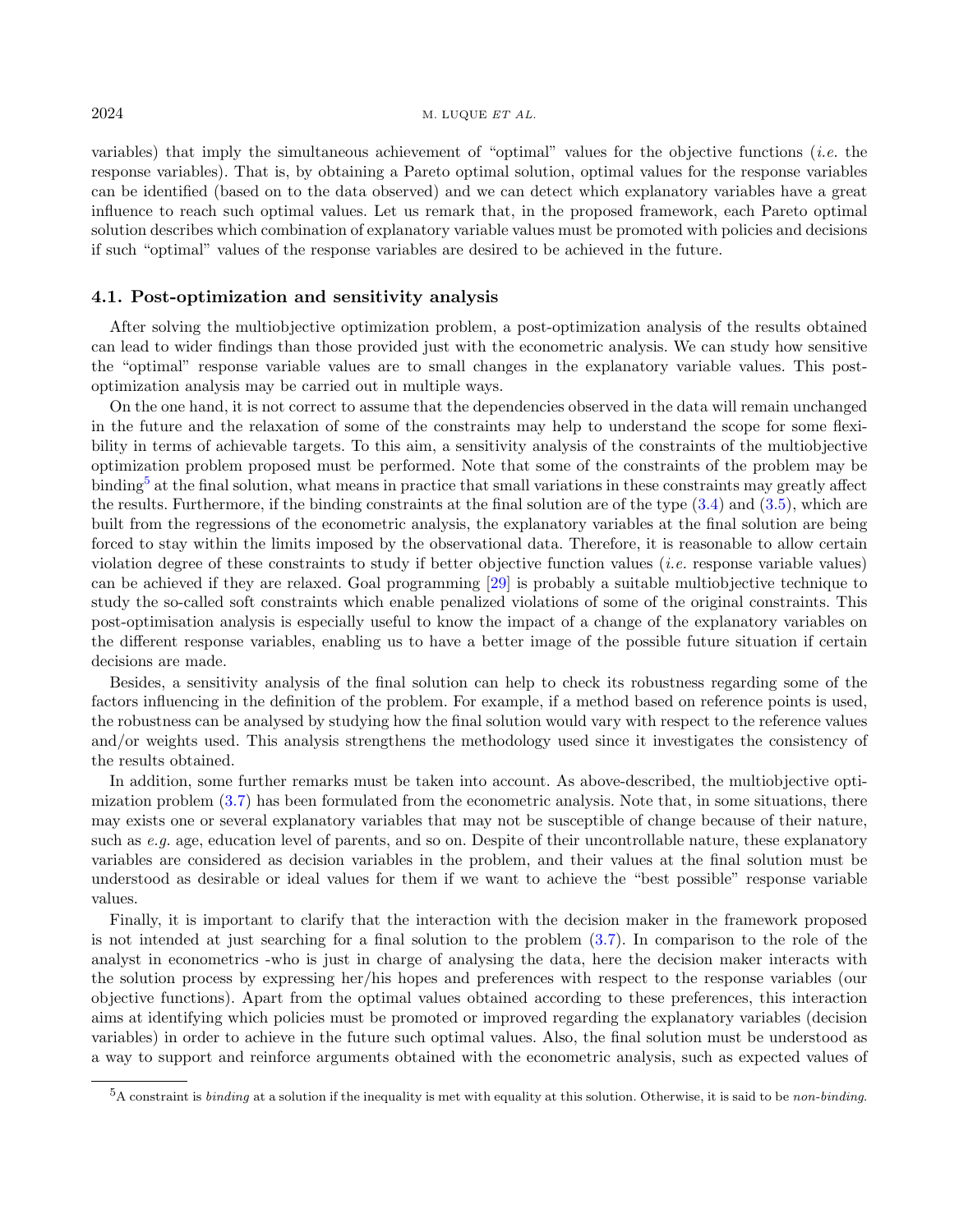variables) that imply the simultaneous achievement of "optimal" values for the objective functions (*i.e.* the response variables). That is, by obtaining a Pareto optimal solution, optimal values for the response variables can be identified (based on to the data observed) and we can detect which explanatory variables have a great influence to reach such optimal values. Let us remark that, in the proposed framework, each Pareto optimal solution describes which combination of explanatory variable values must be promoted with policies and decisions if such "optimal" values of the response variables are desired to be achieved in the future.

### 4.1. Post-optimization and sensitivity analysis

After solving the multiobjective optimization problem, a post-optimization analysis of the results obtained can lead to wider findings than those provided just with the econometric analysis. We can study how sensitive the "optimal" response variable values are to small changes in the explanatory variable values. This post-optimization analysis may be carried out in multiple ways.

On the one hand, it is not correct to assume that the dependencies observed in the data will remain unchanged in the future and the relaxation of some of the constraints may help to understand the scope for some flexibility in terms of achievable targets. To this aim, a sensitivity analysis of the constraints of the multiobjective optimization problem proposed must be performed. Note that some of the constraints of the problem may be binding[5] at the final solution, what means in practice that small variations in these constraints may greatly affect the results. Furthermore, if the binding constraints at the final solution are of the type (3.4) and (3.5), which are built from the regressions of the econometric analysis, the explanatory variables at the final solution are being forced to stay within the limits imposed by the observational data. Therefore, it is reasonable to allow certain violation degree of these constraints to study if better objective function values (*i.e.* response variable values) can be achieved if they are relaxed. Goal programming [29] is probably a suitable multiobjective technique to study the so-called soft constraints which enable penalized violations of some of the original constraints. This post-optimisation analysis is especially useful to know the impact of a change of the explanatory variables on the different response variables, enabling us to have a better image of the possible future situation if certain decisions are made.

Besides, a sensitivity analysis of the final solution can help to check its robustness regarding some of the factors influencing in the definition of the problem. For example, if a method based on reference points is used, the robustness can be analysed by studying how the final solution would vary with respect to the reference values and/or weights used. This analysis strengthens the methodology used since it investigates the consistency of the results obtained.

In addition, some further remarks must be taken into account. As above-described, the multiobjective optimization problem (3.7) has been formulated from the econometric analysis. Note that, in some situations, there may exists one or several explanatory variables that may not be susceptible of change because of their nature, such as *e.g.* age, education level of parents, and so on. Despite of their uncontrollable nature, these explanatory variables are considered as decision variables in the problem, and their values at the final solution must be understood as desirable or ideal values for them if we want to achieve the "best possible" response variable values.

Finally, it is important to clarify that the interaction with the decision maker in the framework proposed is not intended at just searching for a final solution to the problem (3.7). In comparison to the role of the analyst in econometrics -who is just in charge of analysing the data, here the decision maker interacts with the solution process by expressing her/his hopes and preferences with respect to the response variables (our objective functions). Apart from the optimal values obtained according to these preferences, this interaction aims at identifying which policies must be promoted or improved regarding the explanatory variables (decision variables) in order to achieve in the future such optimal values. Also, the final solution must be understood as a way to support and reinforce arguments obtained with the econometric analysis, such as expected values of

[5] A constraint is *binding* at a solution if the inequality is met with equality at this solution. Otherwise, it is said to be *non-binding*.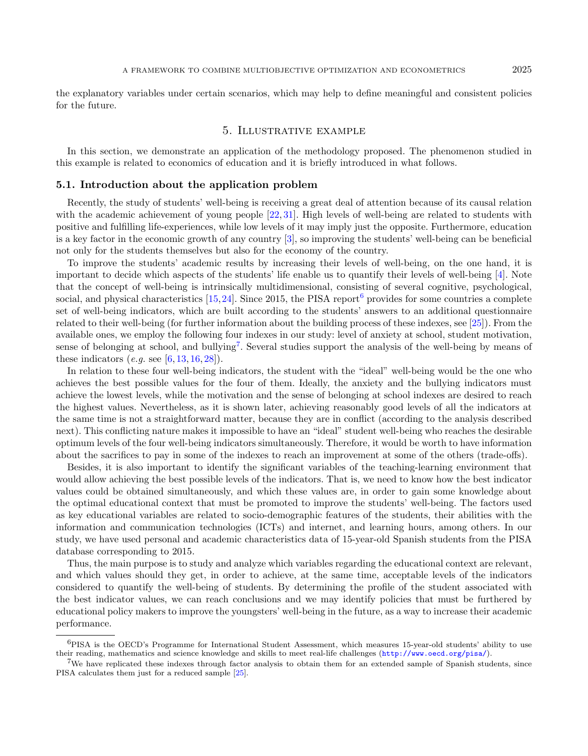the explanatory variables under certain scenarios, which may help to define meaningful and consistent policies for the future.

## 5. Illustrative example

In this section, we demonstrate an application of the methodology proposed. The phenomenon studied in this example is related to economics of education and it is briefly introduced in what follows.

### 5.1. Introduction about the application problem

Recently, the study of students' well-being is receiving a great deal of attention because of its causal relation with the academic achievement of young people [22, 31]. High levels of well-being are related to students with positive and fulfilling life-experiences, while low levels of it may imply just the opposite. Furthermore, education is a key factor in the economic growth of any country [3], so improving the students' well-being can be beneficial not only for the students themselves but also for the economy of the country.

To improve the students' academic results by increasing their levels of well-being, on the one hand, it is important to decide which aspects of the students' life enable us to quantify their levels of well-being [4]. Note that the concept of well-being is intrinsically multidimensional, consisting of several cognitive, psychological, social, and physical characteristics [15, 24]. Since 2015, the PISA report[6] provides for some countries a complete set of well-being indicators, which are built according to the students' answers to an additional questionnaire related to their well-being (for further information about the building process of these indexes, see [25]). From the available ones, we employ the following four indexes in our study: level of anxiety at school, student motivation, sense of belonging at school, and bullying[7]. Several studies support the analysis of the well-being by means of these indicators (*e.g.* see [6, 13, 16, 28]).

In relation to these four well-being indicators, the student with the "ideal" well-being would be the one who achieves the best possible values for the four of them. Ideally, the anxiety and the bullying indicators must achieve the lowest levels, while the motivation and the sense of belonging at school indexes are desired to reach the highest values. Nevertheless, as it is shown later, achieving reasonably good levels of all the indicators at the same time is not a straightforward matter, because they are in conflict (according to the analysis described next). This conflicting nature makes it impossible to have an "ideal" student well-being who reaches the desirable optimum levels of the four well-being indicators simultaneously. Therefore, it would be worth to have information about the sacrifices to pay in some of the indexes to reach an improvement at some of the others (trade-offs).

Besides, it is also important to identify the significant variables of the teaching-learning environment that would allow achieving the best possible levels of the indicators. That is, we need to know how the best indicator values could be obtained simultaneously, and which these values are, in order to gain some knowledge about the optimal educational context that must be promoted to improve the students' well-being. The factors used as key educational variables are related to socio-demographic features of the students, their abilities with the information and communication technologies (ICTs) and internet, and learning hours, among others. In our study, we have used personal and academic characteristics data of 15-year-old Spanish students from the PISA database corresponding to 2015.

Thus, the main purpose is to study and analyze which variables regarding the educational context are relevant, and which values should they get, in order to achieve, at the same time, acceptable levels of the indicators considered to quantify the well-being of students. By determining the profile of the student associated with the best indicator values, we can reach conclusions and we may identify policies that must be furthered by educational policy makers to improve the youngsters' well-being in the future, as a way to increase their academic performance.

---

[6] PISA is the OECD's Programme for International Student Assessment, which measures 15-year-old students' ability to use their reading, mathematics and science knowledge and skills to meet real-life challenges (http://www.oecd.org/pisa/).

[7] We have replicated these indexes through factor analysis to obtain them for an extended sample of Spanish students, since PISA calculates them just for a reduced sample [25].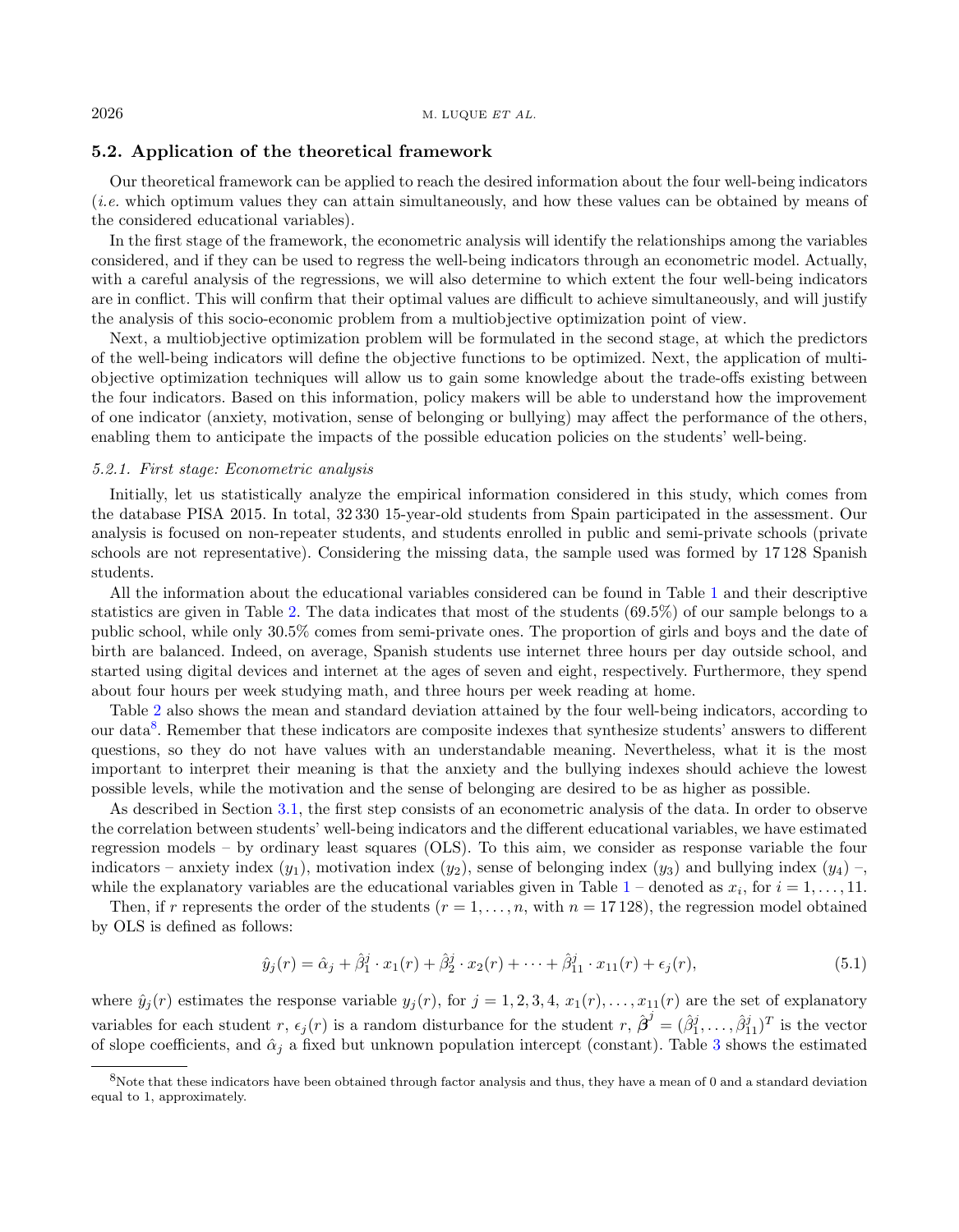### 5.2. Application of the theoretical framework

Our theoretical framework can be applied to reach the desired information about the four well-being indicators (*i.e.* which optimum values they can attain simultaneously, and how these values can be obtained by means of the considered educational variables).

In the first stage of the framework, the econometric analysis will identify the relationships among the variables considered, and if they can be used to regress the well-being indicators through an econometric model. Actually, with a careful analysis of the regressions, we will also determine to which extent the four well-being indicators are in conflict. This will confirm that their optimal values are difficult to achieve simultaneously, and will justify the analysis of this socio-economic problem from a multiobjective optimization point of view.

Next, a multiobjective optimization problem will be formulated in the second stage, at which the predictors of the well-being indicators will define the objective functions to be optimized. Next, the application of multiobjective optimization techniques will allow us to gain some knowledge about the trade-offs existing between the four indicators. Based on this information, policy makers will be able to understand how the improvement of one indicator (anxiety, motivation, sense of belonging or bullying) may affect the performance of the others, enabling them to anticipate the impacts of the possible education policies on the students' well-being.

#### 5.2.1. First stage: Econometric analysis

Initially, let us statistically analyze the empirical information considered in this study, which comes from the database PISA 2015. In total, 32 330 15-year-old students from Spain participated in the assessment. Our analysis is focused on non-repeater students, and students enrolled in public and semi-private schools (private schools are not representative). Considering the missing data, the sample used was formed by 17 128 Spanish students.

All the information about the educational variables considered can be found in Table 1 and their descriptive statistics are given in Table 2. The data indicates that most of the students (69.5%) of our sample belongs to a public school, while only 30.5% comes from semi-private ones. The proportion of girls and boys and the date of birth are balanced. Indeed, on average, Spanish students use internet three hours per day outside school, and started using digital devices and internet at the ages of seven and eight, respectively. Furthermore, they spend about four hours per week studying math, and three hours per week reading at home.

Table 2 also shows the mean and standard deviation attained by the four well-being indicators, according to our data[8]. Remember that these indicators are composite indexes that synthesize students' answers to different questions, so they do not have values with an understandable meaning. Nevertheless, what it is the most important to interpret their meaning is that the anxiety and the bullying indexes should achieve the lowest possible levels, while the motivation and the sense of belonging are desired to be as higher as possible.

As described in Section 3.1, the first step consists of an econometric analysis of the data. In order to observe the correlation between students' well-being indicators and the different educational variables, we have estimated regression models – by ordinary least squares (OLS). To this aim, we consider as response variable the four indicators – anxiety index ($y_1$), motivation index ($y_2$), sense of belonging index ($y_3$) and bullying index ($y_4$) –, while the explanatory variables are the educational variables given in Table 1 – denoted as $x_i$, for $i = 1, \ldots, 11$.

Then, if $r$ represents the order of the students ($r = 1, \ldots, n$, with $n = 17\,128$), the regression model obtained by OLS is defined as follows:

$$\hat{y}_j(r) = \hat{\alpha}_j + \hat{\beta}_1^j \cdot x_1(r) + \hat{\beta}_2^j \cdot x_2(r) + \cdots + \hat{\beta}_{11}^j \cdot x_{11}(r) + \epsilon_j(r), \tag{5.1}$$

where $\hat{y}_j(r)$ estimates the response variable $y_j(r)$, for $j = 1, 2, 3, 4$, $x_1(r), \ldots, x_{11}(r)$ are the set of explanatory variables for each student $r$, $\epsilon_j(r)$ is a random disturbance for the student $r$, $\hat{\boldsymbol{\beta}}^j = (\hat{\beta}_1^j, \ldots, \hat{\beta}_{11}^j)^T$ is the vector of slope coefficients, and $\hat{\alpha}_j$ a fixed but unknown population intercept (constant). Table 3 shows the estimated

[8] Note that these indicators have been obtained through factor analysis and thus, they have a mean of 0 and a standard deviation equal to 1, approximately.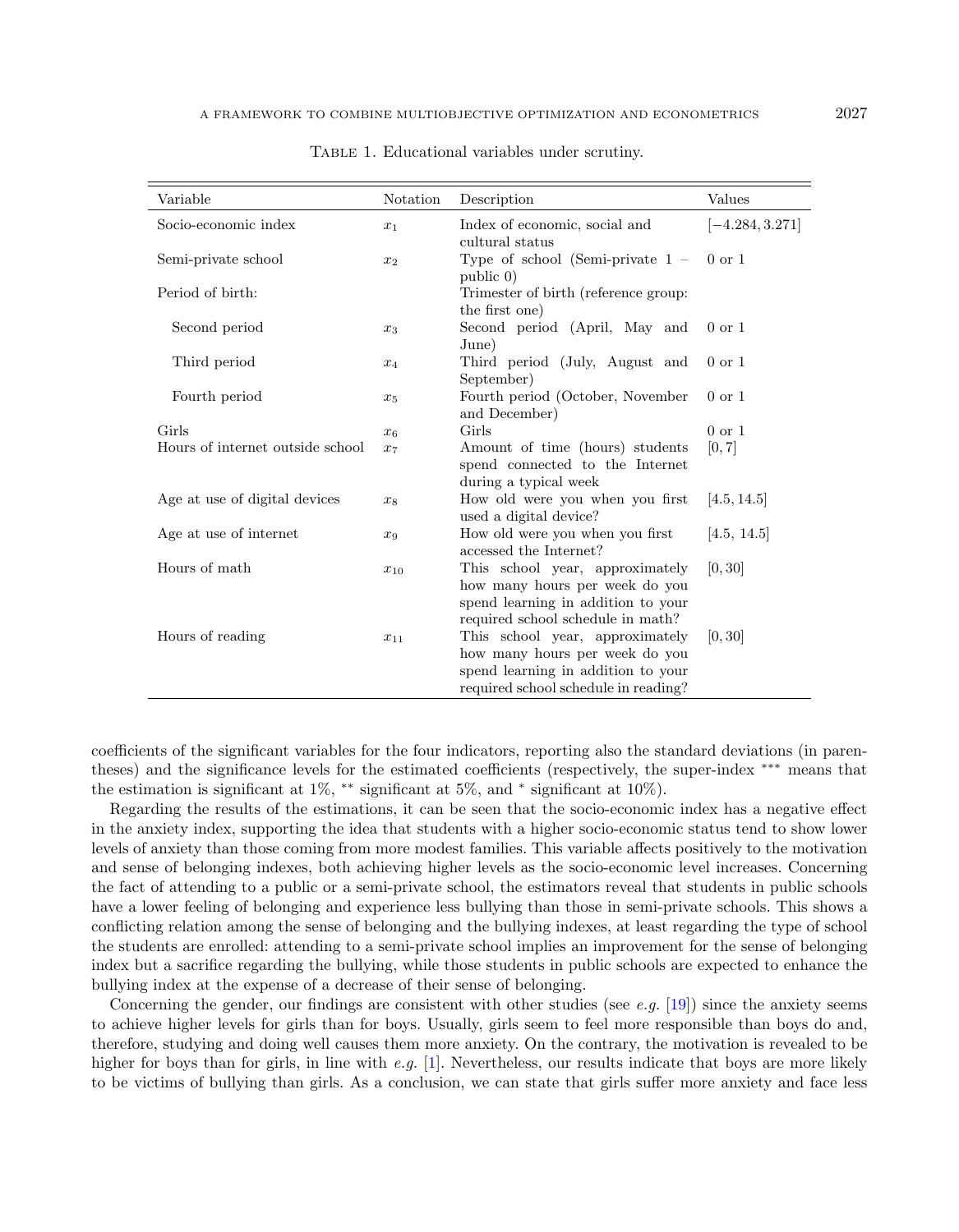Table 1. Educational variables under scrutiny.

| Variable | Notation | Description | Values |
|---|---|---|---|
| Socio-economic index | $x_1$ | Index of economic, social and cultural status | $[-4.284, 3.271]$ |
| Semi-private school | $x_2$ | Type of school (Semi-private 1 – public 0) | 0 or 1 |
| Period of birth: | | Trimester of birth (reference group: the first one) | |
| Second period | $x_3$ | Second period (April, May and June) | 0 or 1 |
| Third period | $x_4$ | Third period (July, August and September) | 0 or 1 |
| Fourth period | $x_5$ | Fourth period (October, November and December) | 0 or 1 |
| Girls | $x_6$ | Girls | 0 or 1 |
| Hours of internet outside school | $x_7$ | Amount of time (hours) students spend connected to the Internet during a typical week | $[0, 7]$ |
| Age at use of digital devices | $x_8$ | How old were you when you first used a digital device? | $[4.5, 14.5]$ |
| Age at use of internet | $x_9$ | How old were you when you first accessed the Internet? | $[4.5, 14.5]$ |
| Hours of math | $x_{10}$ | This school year, approximately how many hours per week do you spend learning in addition to your required school schedule in math? | $[0, 30]$ |
| Hours of reading | $x_{11}$ | This school year, approximately how many hours per week do you spend learning in addition to your required school schedule in reading? | $[0, 30]$ |

coefficients of the significant variables for the four indicators, reporting also the standard deviations (in parentheses) and the significance levels for the estimated coefficients (respectively, the super-index $^{***}$ means that the estimation is significant at 1%, $^{**}$ significant at 5%, and $^{*}$ significant at 10%).

Regarding the results of the estimations, it can be seen that the socio-economic index has a negative effect in the anxiety index, supporting the idea that students with a higher socio-economic status tend to show lower levels of anxiety than those coming from more modest families. This variable affects positively to the motivation and sense of belonging indexes, both achieving higher levels as the socio-economic level increases. Concerning the fact of attending to a public or a semi-private school, the estimators reveal that students in public schools have a lower feeling of belonging and experience less bullying than those in semi-private schools. This shows a conflicting relation among the sense of belonging and the bullying indexes, at least regarding the type of school the students are enrolled: attending to a semi-private school implies an improvement for the sense of belonging index but a sacrifice regarding the bullying, while those students in public schools are expected to enhance the bullying index at the expense of a decrease of their sense of belonging.

Concerning the gender, our findings are consistent with other studies (see *e.g.* [19]) since the anxiety seems to achieve higher levels for girls than for boys. Usually, girls seem to feel more responsible than boys do and, therefore, studying and doing well causes them more anxiety. On the contrary, the motivation is revealed to be higher for boys than for girls, in line with *e.g.* [1]. Nevertheless, our results indicate that boys are more likely to be victims of bullying than girls. As a conclusion, we can state that girls suffer more anxiety and face less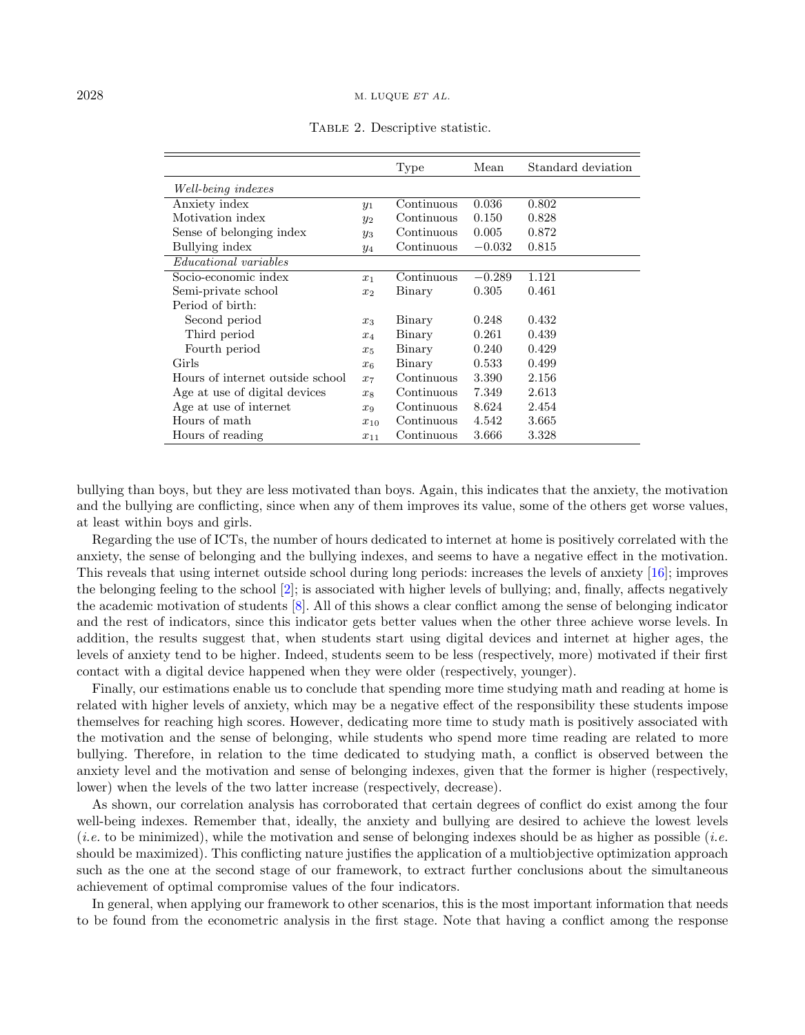Table 2. Descriptive statistic.

| | | Type | Mean | Standard deviation |
|---|---|---|---|---|
| *Well-being indexes* | | | | |
| Anxiety index | $y_1$ | Continuous | 0.036 | 0.802 |
| Motivation index | $y_2$ | Continuous | 0.150 | 0.828 |
| Sense of belonging index | $y_3$ | Continuous | 0.005 | 0.872 |
| Bullying index | $y_4$ | Continuous | −0.032 | 0.815 |
| *Educational variables* | | | | |
| Socio-economic index | $x_1$ | Continuous | −0.289 | 1.121 |
| Semi-private school | $x_2$ | Binary | 0.305 | 0.461 |
| Period of birth: | | | | |
| Second period | $x_3$ | Binary | 0.248 | 0.432 |
| Third period | $x_4$ | Binary | 0.261 | 0.439 |
| Fourth period | $x_5$ | Binary | 0.240 | 0.429 |
| Girls | $x_6$ | Binary | 0.533 | 0.499 |
| Hours of internet outside school | $x_7$ | Continuous | 3.390 | 2.156 |
| Age at use of digital devices | $x_8$ | Continuous | 7.349 | 2.613 |
| Age at use of internet | $x_9$ | Continuous | 8.624 | 2.454 |
| Hours of math | $x_{10}$ | Continuous | 4.542 | 3.665 |
| Hours of reading | $x_{11}$ | Continuous | 3.666 | 3.328 |

bullying than boys, but they are less motivated than boys. Again, this indicates that the anxiety, the motivation and the bullying are conflicting, since when any of them improves its value, some of the others get worse values, at least within boys and girls.

Regarding the use of ICTs, the number of hours dedicated to internet at home is positively correlated with the anxiety, the sense of belonging and the bullying indexes, and seems to have a negative effect in the motivation. This reveals that using internet outside school during long periods: increases the levels of anxiety [16]; improves the belonging feeling to the school [2]; is associated with higher levels of bullying; and, finally, affects negatively the academic motivation of students [8]. All of this shows a clear conflict among the sense of belonging indicator and the rest of indicators, since this indicator gets better values when the other three achieve worse levels. In addition, the results suggest that, when students start using digital devices and internet at higher ages, the levels of anxiety tend to be higher. Indeed, students seem to be less (respectively, more) motivated if their first contact with a digital device happened when they were older (respectively, younger).

Finally, our estimations enable us to conclude that spending more time studying math and reading at home is related with higher levels of anxiety, which may be a negative effect of the responsibility these students impose themselves for reaching high scores. However, dedicating more time to study math is positively associated with the motivation and the sense of belonging, while students who spend more time reading are related to more bullying. Therefore, in relation to the time dedicated to studying math, a conflict is observed between the anxiety level and the motivation and sense of belonging indexes, given that the former is higher (respectively, lower) when the levels of the two latter increase (respectively, decrease).

As shown, our correlation analysis has corroborated that certain degrees of conflict do exist among the four well-being indexes. Remember that, ideally, the anxiety and bullying are desired to achieve the lowest levels (*i.e.* to be minimized), while the motivation and sense of belonging indexes should be as higher as possible (*i.e.* should be maximized). This conflicting nature justifies the application of a multiobjective optimization approach such as the one at the second stage of our framework, to extract further conclusions about the simultaneous achievement of optimal compromise values of the four indicators.

In general, when applying our framework to other scenarios, this is the most important information that needs to be found from the econometric analysis in the first stage. Note that having a conflict among the response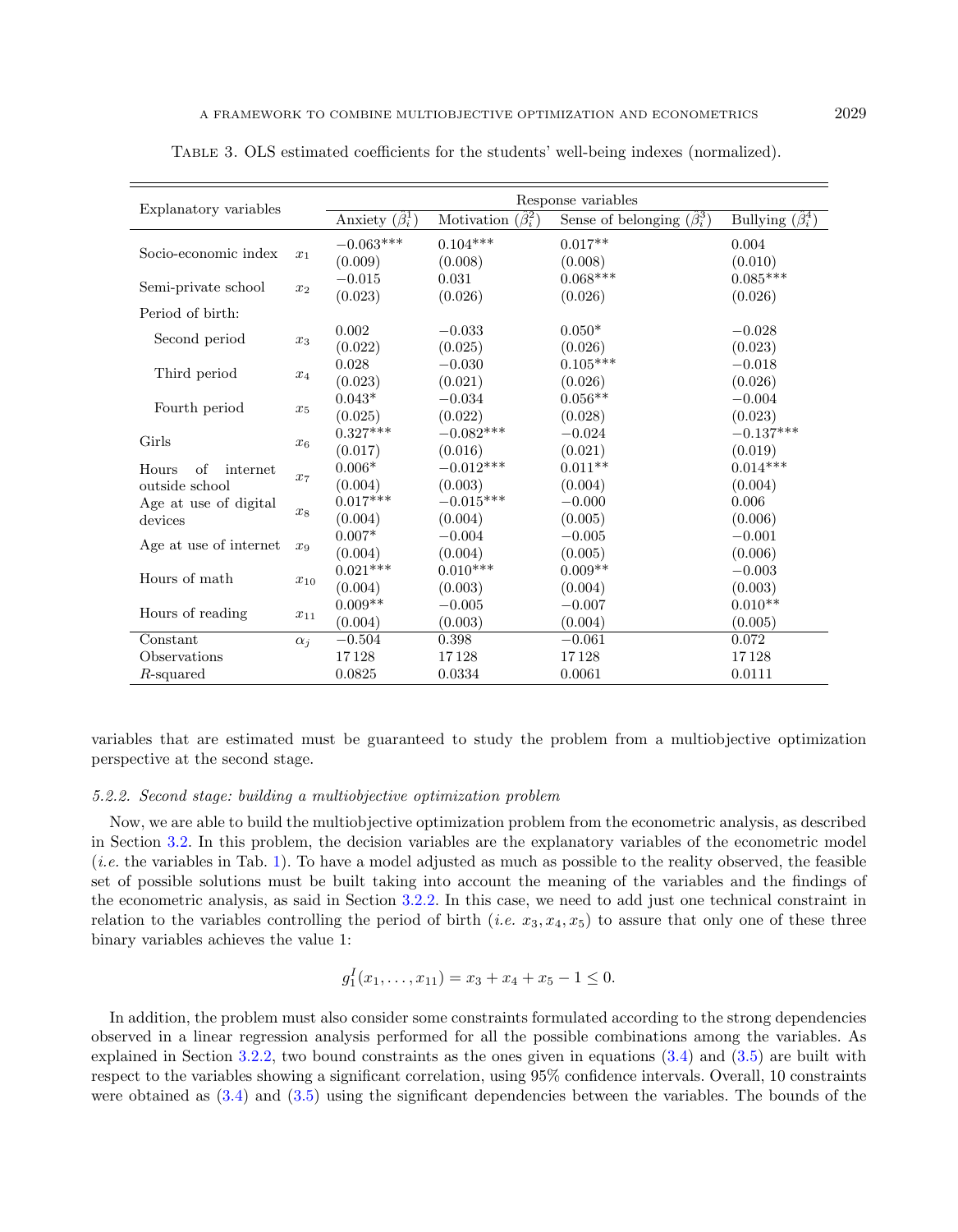Table 3. OLS estimated coefficients for the students' well-being indexes (normalized).

| Explanatory variables | | Anxiety ($\beta_i^1$) | Motivation ($\beta_i^2$) | Sense of belonging ($\beta_i^3$) | Bullying ($\beta_i^4$) |
|---|---|---|---|---|---|
| Socio-economic index | $x_1$ | −0.063*** | 0.104*** | 0.017** | 0.004 |
| | | (0.009) | (0.008) | (0.008) | (0.010) |
| Semi-private school | $x_2$ | −0.015 | 0.031 | 0.068*** | 0.085*** |
| | | (0.023) | (0.026) | (0.026) | (0.026) |
| Period of birth: | | | | | |
| Second period | $x_3$ | 0.002 | −0.033 | 0.050* | −0.028 |
| | | (0.022) | (0.025) | (0.026) | (0.023) |
| Third period | $x_4$ | 0.028 | −0.030 | 0.105*** | −0.018 |
| | | (0.023) | (0.021) | (0.026) | (0.026) |
| Fourth period | $x_5$ | 0.043* | −0.034 | 0.056** | −0.004 |
| | | (0.025) | (0.022) | (0.028) | (0.023) |
| Girls | $x_6$ | 0.327*** | −0.082*** | −0.024 | −0.137*** |
| | | (0.017) | (0.016) | (0.021) | (0.019) |
| Hours of internet outside school | $x_7$ | 0.006* | −0.012*** | 0.011** | 0.014*** |
| | | (0.004) | (0.003) | (0.004) | (0.004) |
| Age at use of digital devices | $x_8$ | 0.017*** | −0.015*** | −0.000 | 0.006 |
| | | (0.004) | (0.004) | (0.005) | (0.006) |
| Age at use of internet | $x_9$ | 0.007* | −0.004 | −0.005 | −0.001 |
| | | (0.004) | (0.004) | (0.005) | (0.006) |
| Hours of math | $x_{10}$ | 0.021*** | 0.010*** | 0.009** | −0.003 |
| | | (0.004) | (0.003) | (0.004) | (0.003) |
| Hours of reading | $x_{11}$ | 0.009** | −0.005 | −0.007 | 0.010** |
| | | (0.004) | (0.003) | (0.004) | (0.005) |
| Constant | $\alpha_j$ | −0.504 | 0.398 | −0.061 | 0.072 |
| Observations | | 17128 | 17128 | 17128 | 17128 |
| $R$-squared | | 0.0825 | 0.0334 | 0.0061 | 0.0111 |

variables that are estimated must be guaranteed to study the problem from a multiobjective optimization perspective at the second stage.

### 5.2.2. Second stage: building a multiobjective optimization problem

Now, we are able to build the multiobjective optimization problem from the econometric analysis, as described in Section 3.2. In this problem, the decision variables are the explanatory variables of the econometric model (*i.e.* the variables in Tab. 1). To have a model adjusted as much as possible to the reality observed, the feasible set of possible solutions must be built taking into account the meaning of the variables and the findings of the econometric analysis, as said in Section 3.2.2. In this case, we need to add just one technical constraint in relation to the variables controlling the period of birth (*i.e.* $x_3, x_4, x_5$) to assure that only one of these three binary variables achieves the value 1:

$$g_1^I(x_1, \dots, x_{11}) = x_3 + x_4 + x_5 - 1 \leq 0.$$

In addition, the problem must also consider some constraints formulated according to the strong dependencies observed in a linear regression analysis performed for all the possible combinations among the variables. As explained in Section 3.2.2, two bound constraints as the ones given in equations (3.4) and (3.5) are built with respect to the variables showing a significant correlation, using 95% confidence intervals. Overall, 10 constraints were obtained as (3.4) and (3.5) using the significant dependencies between the variables. The bounds of the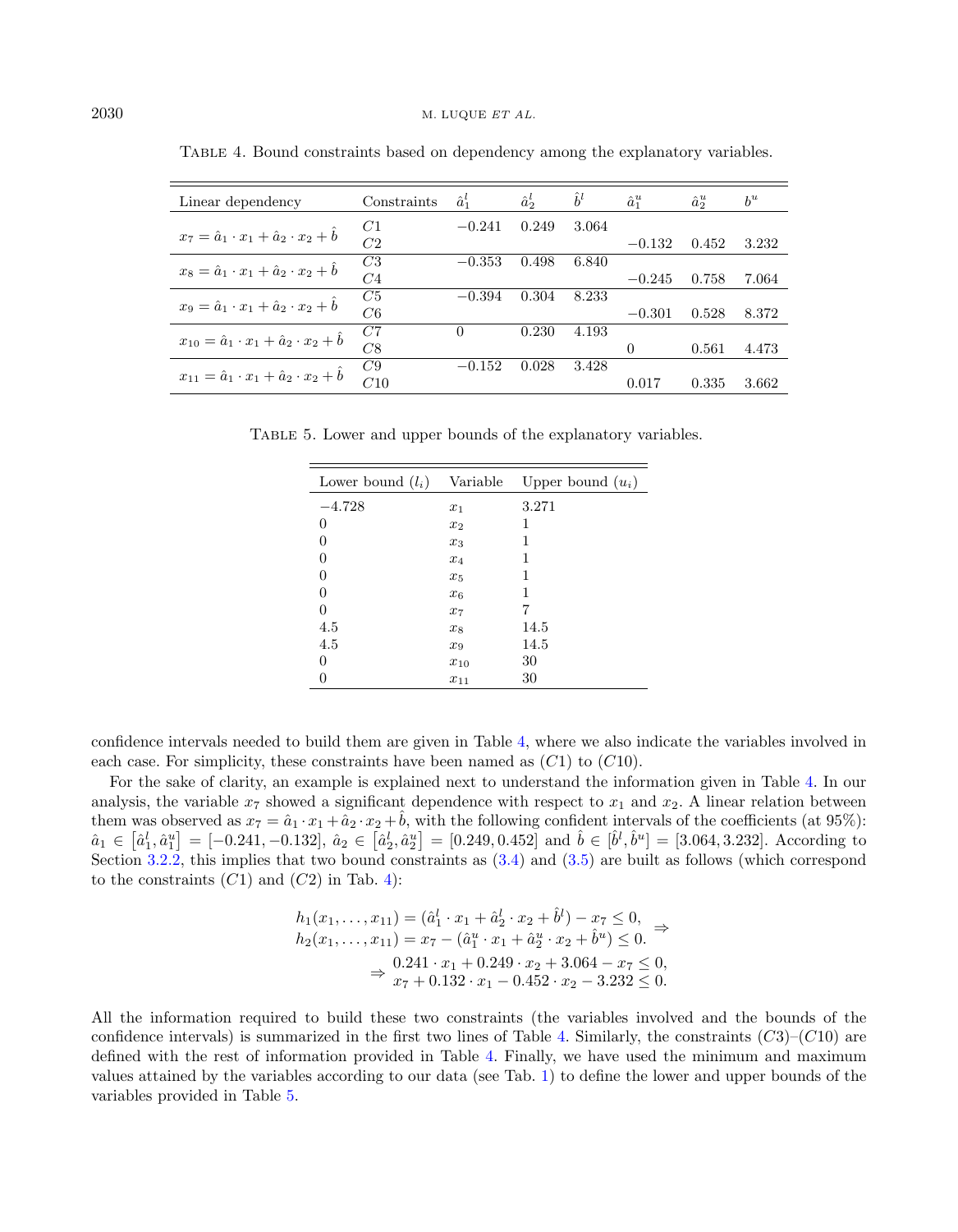Table 4. Bound constraints based on dependency among the explanatory variables.

| Linear dependency | Constraints | $\hat{a}_1^l$ | $\hat{a}_2^l$ | $\hat{b}^l$ | $\hat{a}_1^u$ | $\hat{a}_2^u$ | $b^u$ |
|---|---|---|---|---|---|---|---|
| $x_7 = \hat{a}_1 \cdot x_1 + \hat{a}_2 \cdot x_2 + \hat{b}$ | $C1$ | $-0.241$ | 0.249 | 3.064 | | | |
| | $C2$ | | | | $-0.132$ | 0.452 | 3.232 |
| $x_8 = \hat{a}_1 \cdot x_1 + \hat{a}_2 \cdot x_2 + \hat{b}$ | $C3$ | $-0.353$ | 0.498 | 6.840 | | | |
| | $C4$ | | | | $-0.245$ | 0.758 | 7.064 |
| $x_9 = \hat{a}_1 \cdot x_1 + \hat{a}_2 \cdot x_2 + \hat{b}$ | $C5$ | $-0.394$ | 0.304 | 8.233 | | | |
| | $C6$ | | | | $-0.301$ | 0.528 | 8.372 |
| $x_{10} = \hat{a}_1 \cdot x_1 + \hat{a}_2 \cdot x_2 + \hat{b}$ | $C7$ | 0 | 0.230 | 4.193 | | | |
| | $C8$ | | | | 0 | 0.561 | 4.473 |
| $x_{11} = \hat{a}_1 \cdot x_1 + \hat{a}_2 \cdot x_2 + \hat{b}$ | $C9$ | $-0.152$ | 0.028 | 3.428 | | | |
| | $C10$ | | | | 0.017 | 0.335 | 3.662 |

Table 5. Lower and upper bounds of the explanatory variables.

| Lower bound ($l_i$) | Variable | Upper bound ($u_i$) |
|---|---|---|
| $-4.728$ | $x_1$ | 3.271 |
| 0 | $x_2$ | 1 |
| 0 | $x_3$ | 1 |
| 0 | $x_4$ | 1 |
| 0 | $x_5$ | 1 |
| 0 | $x_6$ | 1 |
| 0 | $x_7$ | 7 |
| 4.5 | $x_8$ | 14.5 |
| 4.5 | $x_9$ | 14.5 |
| 0 | $x_{10}$ | 30 |
| 0 | $x_{11}$ | 30 |

confidence intervals needed to build them are given in Table 4, where we also indicate the variables involved in each case. For simplicity, these constraints have been named as $(C1)$ to $(C10)$.

For the sake of clarity, an example is explained next to understand the information given in Table 4. In our analysis, the variable $x_7$ showed a significant dependence with respect to $x_1$ and $x_2$. A linear relation between them was observed as $x_7 = \hat{a}_1 \cdot x_1 + \hat{a}_2 \cdot x_2 + \hat{b}$, with the following confident intervals of the coefficients (at 95%): $\hat{a}_1 \in \left[\hat{a}_1^l, \hat{a}_1^u\right] = [-0.241, -0.132]$, $\hat{a}_2 \in \left[\hat{a}_2^l, \hat{a}_2^u\right] = [0.249, 0.452]$ and $\hat{b} \in [\hat{b}^l, \hat{b}^u] = [3.064, 3.232]$. According to Section 3.2.2, this implies that two bound constraints as (3.4) and (3.5) are built as follows (which correspond to the constraints $(C1)$ and $(C2)$ in Tab. 4):

$$
\begin{aligned}
h_1(x_1, \ldots, x_{11}) &= (\hat{a}_1^l \cdot x_1 + \hat{a}_2^l \cdot x_2 + \hat{b}^l) - x_7 \leq 0, \\
h_2(x_1, \ldots, x_{11}) &= x_7 - (\hat{a}_1^u \cdot x_1 + \hat{a}_2^u \cdot x_2 + \hat{b}^u) \leq 0.
\end{aligned}
\Rightarrow
$$

$$
\Rightarrow \begin{array}{l} 0.241 \cdot x_1 + 0.249 \cdot x_2 + 3.064 - x_7 \leq 0, \\ x_7 + 0.132 \cdot x_1 - 0.452 \cdot x_2 - 3.232 \leq 0. \end{array}
$$

All the information required to build these two constraints (the variables involved and the bounds of the confidence intervals) is summarized in the first two lines of Table 4. Similarly, the constraints $(C3)$–$(C10)$ are defined with the rest of information provided in Table 4. Finally, we have used the minimum and maximum values attained by the variables according to our data (see Tab. 1) to define the lower and upper bounds of the variables provided in Table 5.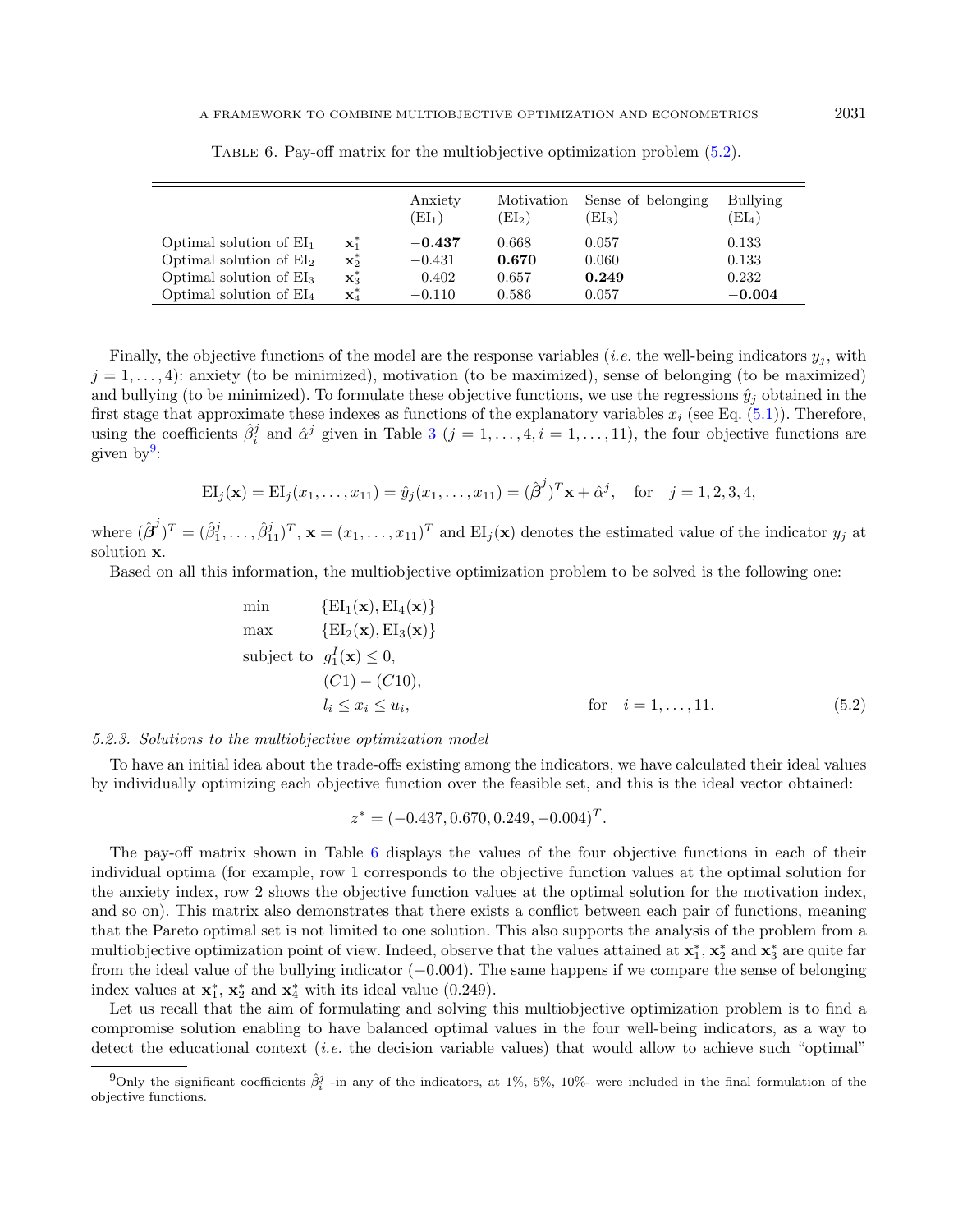Table 6. Pay-off matrix for the multiobjective optimization problem (5.2).

| | | Anxiety ($\text{EI}_1$) | Motivation ($\text{EI}_2$) | Sense of belonging ($\text{EI}_3$) | Bullying ($\text{EI}_4$) |
|---|---|---|---|---|---|
| Optimal solution of $\text{EI}_1$ | $\mathbf{x}_1^*$ | **−0.437** | 0.668 | 0.057 | 0.133 |
| Optimal solution of $\text{EI}_2$ | $\mathbf{x}_2^*$ | −0.431 | **0.670** | 0.060 | 0.133 |
| Optimal solution of $\text{EI}_3$ | $\mathbf{x}_3^*$ | −0.402 | 0.657 | **0.249** | 0.232 |
| Optimal solution of $\text{EI}_4$ | $\mathbf{x}_4^*$ | −0.110 | 0.586 | 0.057 | **−0.004** |

Finally, the objective functions of the model are the response variables (*i.e.* the well-being indicators $y_j$, with $j = 1, \ldots, 4$): anxiety (to be minimized), motivation (to be maximized), sense of belonging (to be maximized) and bullying (to be minimized). To formulate these objective functions, we use the regressions $\hat{y}_j$ obtained in the first stage that approximate these indexes as functions of the explanatory variables $x_i$ (see Eq. (5.1)). Therefore, using the coefficients $\hat{\beta}_i^j$ and $\hat{\alpha}^j$ given in Table 3 ($j = 1, \ldots, 4, i = 1, \ldots, 11$), the four objective functions are given by[9]:

$$\text{EI}_j(\mathbf{x}) = \text{EI}_j(x_1, \ldots, x_{11}) = \hat{y}_j(x_1, \ldots, x_{11}) = (\hat{\boldsymbol{\beta}}^j)^T \mathbf{x} + \hat{\alpha}^j, \quad \text{for} \quad j = 1, 2, 3, 4,$$

where $(\hat{\boldsymbol{\beta}}^j)^T = (\hat{\beta}_1^j, \ldots, \hat{\beta}_{11}^j)^T$, $\mathbf{x} = (x_1, \ldots, x_{11})^T$ and $\text{EI}_j(\mathbf{x})$ denotes the estimated value of the indicator $y_j$ at solution $\mathbf{x}$.

Based on all this information, the multiobjective optimization problem to be solved is the following one:

$$\begin{aligned}
\min \quad & \{\text{EI}_1(\mathbf{x}), \text{EI}_4(\mathbf{x})\} \\
\max \quad & \{\text{EI}_2(\mathbf{x}), \text{EI}_3(\mathbf{x})\} \\
\text{subject to} \quad & g_1^I(\mathbf{x}) \leq 0, \\
& (C1) - (C10), \\
& l_i \leq x_i \leq u_i, \qquad \text{for} \quad i = 1, \ldots, 11.
\end{aligned} \tag{5.2}$$

*5.2.3. Solutions to the multiobjective optimization model*

To have an initial idea about the trade-offs existing among the indicators, we have calculated their ideal values by individually optimizing each objective function over the feasible set, and this is the ideal vector obtained:

$$z^* = (-0.437, 0.670, 0.249, -0.004)^T.$$

The pay-off matrix shown in Table 6 displays the values of the four objective functions in each of their individual optima (for example, row 1 corresponds to the objective function values at the optimal solution for the anxiety index, row 2 shows the objective function values at the optimal solution for the motivation index, and so on). This matrix also demonstrates that there exists a conflict between each pair of functions, meaning that the Pareto optimal set is not limited to one solution. This also supports the analysis of the problem from a multiobjective optimization point of view. Indeed, observe that the values attained at $\mathbf{x}_1^*$, $\mathbf{x}_2^*$ and $\mathbf{x}_3^*$ are quite far from the ideal value of the bullying indicator (−0.004). The same happens if we compare the sense of belonging index values at $\mathbf{x}_1^*$, $\mathbf{x}_2^*$ and $\mathbf{x}_4^*$ with its ideal value (0.249).

Let us recall that the aim of formulating and solving this multiobjective optimization problem is to find a compromise solution enabling to have balanced optimal values in the four well-being indicators, as a way to detect the educational context (*i.e.* the decision variable values) that would allow to achieve such "optimal"

[9] Only the significant coefficients $\hat{\beta}_i^j$ -in any of the indicators, at 1%, 5%, 10%- were included in the final formulation of the objective functions.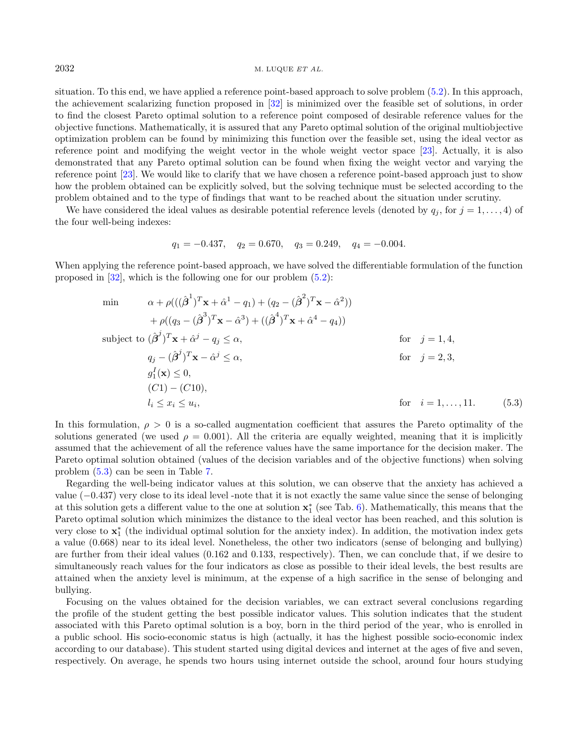situation. To this end, we have applied a reference point-based approach to solve problem (5.2). In this approach, the achievement scalarizing function proposed in [32] is minimized over the feasible set of solutions, in order to find the closest Pareto optimal solution to a reference point composed of desirable reference values for the objective functions. Mathematically, it is assured that any Pareto optimal solution of the original multiobjective optimization problem can be found by minimizing this function over the feasible set, using the ideal vector as reference point and modifying the weight vector in the whole weight vector space [23]. Actually, it is also demonstrated that any Pareto optimal solution can be found when fixing the weight vector and varying the reference point [23]. We would like to clarify that we have chosen a reference point-based approach just to show how the problem obtained can be explicitly solved, but the solving technique must be selected according to the problem obtained and to the type of findings that want to be reached about the situation under scrutiny.

We have considered the ideal values as desirable potential reference levels (denoted by $q_j$, for $j = 1, \dots, 4$) of the four well-being indexes:

$$q_1 = -0.437, \quad q_2 = 0.670, \quad q_3 = 0.249, \quad q_4 = -0.004.$$

When applying the reference point-based approach, we have solved the differentiable formulation of the function proposed in [32], which is the following one for our problem (5.2):

$$
\begin{aligned}
\min \quad & \alpha + \rho(((\hat{\boldsymbol{\beta}}^1)^T\mathbf{x} + \hat{\alpha}^1 - q_1) + (q_2 - (\hat{\boldsymbol{\beta}}^2)^T\mathbf{x} - \hat{\alpha}^2)) \\
& + \rho((q_3 - (\hat{\boldsymbol{\beta}}^3)^T\mathbf{x} - \hat{\alpha}^3) + ((\hat{\boldsymbol{\beta}}^4)^T\mathbf{x} + \hat{\alpha}^4 - q_4)) \\
\text{subject to } & (\hat{\boldsymbol{\beta}}^j)^T\mathbf{x} + \hat{\alpha}^j - q_j \le \alpha, && \text{for} \quad j = 1, 4, \\
& q_j - (\hat{\boldsymbol{\beta}}^j)^T\mathbf{x} - \hat{\alpha}^j \le \alpha, && \text{for} \quad j = 2, 3, \\
& g_1^I(\mathbf{x}) \le 0, \\
& (C1) - (C10), \\
& l_i \le x_i \le u_i, && \text{for} \quad i = 1, \dots, 11. \qquad (5.3)
\end{aligned}
$$

In this formulation, $\rho > 0$ is a so-called augmentation coefficient that assures the Pareto optimality of the solutions generated (we used $\rho = 0.001$). All the criteria are equally weighted, meaning that it is implicitly assumed that the achievement of all the reference values have the same importance for the decision maker. The Pareto optimal solution obtained (values of the decision variables and of the objective functions) when solving problem (5.3) can be seen in Table 7.

Regarding the well-being indicator values at this solution, we can observe that the anxiety has achieved a value ($-0.437$) very close to its ideal level -note that it is not exactly the same value since the sense of belonging at this solution gets a different value to the one at solution $\mathbf{x}_1^*$ (see Tab. 6). Mathematically, this means that the Pareto optimal solution which minimizes the distance to the ideal vector has been reached, and this solution is very close to $\mathbf{x}_1^*$ (the individual optimal solution for the anxiety index). In addition, the motivation index gets a value (0.668) near to its ideal level. Nonetheless, the other two indicators (sense of belonging and bullying) are further from their ideal values (0.162 and 0.133, respectively). Then, we can conclude that, if we desire to simultaneously reach values for the four indicators as close as possible to their ideal levels, the best results are attained when the anxiety level is minimum, at the expense of a high sacrifice in the sense of belonging and bullying.

Focusing on the values obtained for the decision variables, we can extract several conclusions regarding the profile of the student getting the best possible indicator values. This solution indicates that the student associated with this Pareto optimal solution is a boy, born in the third period of the year, who is enrolled in a public school. His socio-economic status is high (actually, it has the highest possible socio-economic index according to our database). This student started using digital devices and internet at the ages of five and seven, respectively. On average, he spends two hours using internet outside the school, around four hours studying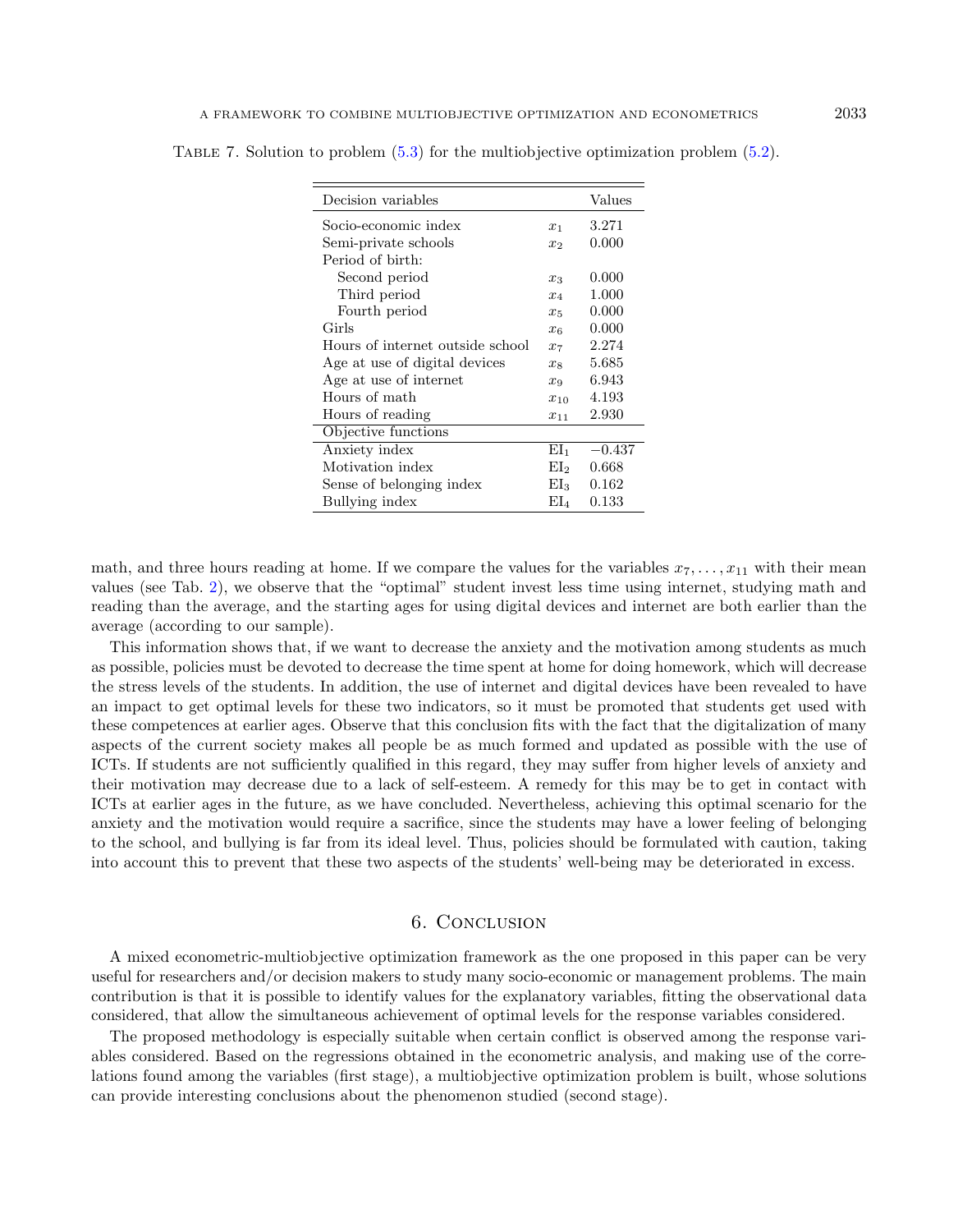TABLE 7. Solution to problem (5.3) for the multiobjective optimization problem (5.2).

| Decision variables | | Values |
|---|---|---|
| Socio-economic index | $x_1$ | 3.271 |
| Semi-private schools | $x_2$ | 0.000 |
| Period of birth: | | |
| Second period | $x_3$ | 0.000 |
| Third period | $x_4$ | 1.000 |
| Fourth period | $x_5$ | 0.000 |
| Girls | $x_6$ | 0.000 |
| Hours of internet outside school | $x_7$ | 2.274 |
| Age at use of digital devices | $x_8$ | 5.685 |
| Age at use of internet | $x_9$ | 6.943 |
| Hours of math | $x_{10}$ | 4.193 |
| Hours of reading | $x_{11}$ | 2.930 |
| Objective functions | | |
| Anxiety index | $\mathrm{EI}_1$ | −0.437 |
| Motivation index | $\mathrm{EI}_2$ | 0.668 |
| Sense of belonging index | $\mathrm{EI}_3$ | 0.162 |
| Bullying index | $\mathrm{EI}_4$ | 0.133 |

math, and three hours reading at home. If we compare the values for the variables $x_7, \ldots, x_{11}$ with their mean values (see Tab. 2), we observe that the "optimal" student invest less time using internet, studying math and reading than the average, and the starting ages for using digital devices and internet are both earlier than the average (according to our sample).

This information shows that, if we want to decrease the anxiety and the motivation among students as much as possible, policies must be devoted to decrease the time spent at home for doing homework, which will decrease the stress levels of the students. In addition, the use of internet and digital devices have been revealed to have an impact to get optimal levels for these two indicators, so it must be promoted that students get used with these competences at earlier ages. Observe that this conclusion fits with the fact that the digitalization of many aspects of the current society makes all people be as much formed and updated as possible with the use of ICTs. If students are not sufficiently qualified in this regard, they may suffer from higher levels of anxiety and their motivation may decrease due to a lack of self-esteem. A remedy for this may be to get in contact with ICTs at earlier ages in the future, as we have concluded. Nevertheless, achieving this optimal scenario for the anxiety and the motivation would require a sacrifice, since the students may have a lower feeling of belonging to the school, and bullying is far from its ideal level. Thus, policies should be formulated with caution, taking into account this to prevent that these two aspects of the students' well-being may be deteriorated in excess.

## 6. Conclusion

A mixed econometric-multiobjective optimization framework as the one proposed in this paper can be very useful for researchers and/or decision makers to study many socio-economic or management problems. The main contribution is that it is possible to identify values for the explanatory variables, fitting the observational data considered, that allow the simultaneous achievement of optimal levels for the response variables considered.

The proposed methodology is especially suitable when certain conflict is observed among the response variables considered. Based on the regressions obtained in the econometric analysis, and making use of the correlations found among the variables (first stage), a multiobjective optimization problem is built, whose solutions can provide interesting conclusions about the phenomenon studied (second stage).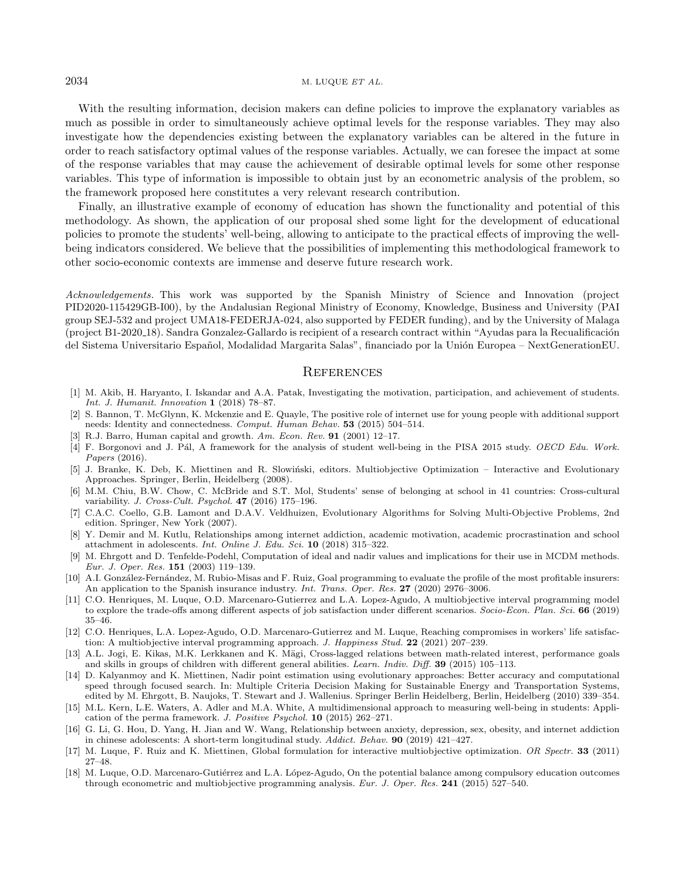With the resulting information, decision makers can define policies to improve the explanatory variables as much as possible in order to simultaneously achieve optimal levels for the response variables. They may also investigate how the dependencies existing between the explanatory variables can be altered in the future in order to reach satisfactory optimal values of the response variables. Actually, we can foresee the impact at some of the response variables that may cause the achievement of desirable optimal levels for some other response variables. This type of information is impossible to obtain just by an econometric analysis of the problem, so the framework proposed here constitutes a very relevant research contribution.

Finally, an illustrative example of economy of education has shown the functionality and potential of this methodology. As shown, the application of our proposal shed some light for the development of educational policies to promote the students' well-being, allowing to anticipate to the practical effects of improving the well-being indicators considered. We believe that the possibilities of implementing this methodological framework to other socio-economic contexts are immense and deserve future research work.

*Acknowledgements.* This work was supported by the Spanish Ministry of Science and Innovation (project PID2020-115429GB-I00), by the Andalusian Regional Ministry of Economy, Knowledge, Business and University (PAI group SEJ-532 and project UMA18-FEDERJA-024, also supported by FEDER funding), and by the University of Malaga (project B1-2020_18). Sandra Gonzalez-Gallardo is recipient of a research contract within "Ayudas para la Recualificación del Sistema Universitario Español, Modalidad Margarita Salas", financiado por la Unión Europea – NextGenerationEU.

## References

[1] M. Akib, H. Haryanto, I. Iskandar and A.A. Patak, Investigating the motivation, participation, and achievement of students. *Int. J. Humanit. Innovation* **1** (2018) 78–87.

[2] S. Bannon, T. McGlynn, K. Mckenzie and E. Quayle, The positive role of internet use for young people with additional support needs: Identity and connectedness. *Comput. Human Behav.* **53** (2015) 504–514.

[3] R.J. Barro, Human capital and growth. *Am. Econ. Rev.* **91** (2001) 12–17.

[4] F. Borgonovi and J. Pál, A framework for the analysis of student well-being in the PISA 2015 study. *OECD Edu. Work. Papers* (2016).

[5] J. Branke, K. Deb, K. Miettinen and R. Slowiński, editors. Multiobjective Optimization – Interactive and Evolutionary Approaches. Springer, Berlin, Heidelberg (2008).

[6] M.M. Chiu, B.W. Chow, C. McBride and S.T. Mol, Students' sense of belonging at school in 41 countries: Cross-cultural variability. *J. Cross-Cult. Psychol.* **47** (2016) 175–196.

[7] C.A.C. Coello, G.B. Lamont and D.A.V. Veldhuizen, Evolutionary Algorithms for Solving Multi-Objective Problems, 2nd edition. Springer, New York (2007).

[8] Y. Demir and M. Kutlu, Relationships among internet addiction, academic motivation, academic procrastination and school attachment in adolescents. *Int. Online J. Edu. Sci.* **10** (2018) 315–322.

[9] M. Ehrgott and D. Tenfelde-Podehl, Computation of ideal and nadir values and implications for their use in MCDM methods. *Eur. J. Oper. Res.* **151** (2003) 119–139.

[10] A.I. González-Fernández, M. Rubio-Misas and F. Ruiz, Goal programming to evaluate the profile of the most profitable insurers: An application to the Spanish insurance industry. *Int. Trans. Oper. Res.* **27** (2020) 2976–3006.

[11] C.O. Henriques, M. Luque, O.D. Marcenaro-Gutierrez and L.A. Lopez-Agudo, A multiobjective interval programming model to explore the trade-offs among different aspects of job satisfaction under different scenarios. *Socio-Econ. Plan. Sci.* **66** (2019) 35–46.

[12] C.O. Henriques, L.A. Lopez-Agudo, O.D. Marcenaro-Gutierrez and M. Luque, Reaching compromises in workers' life satisfaction: A multiobjective interval programming approach. *J. Happiness Stud.* **22** (2021) 207–239.

[13] A.L. Jogi, E. Kikas, M.K. Lerkkanen and K. Mägi, Cross-lagged relations between math-related interest, performance goals and skills in groups of children with different general abilities. *Learn. Indiv. Diff.* **39** (2015) 105–113.

[14] D. Kalyanmoy and K. Miettinen, Nadir point estimation using evolutionary approaches: Better accuracy and computational speed through focused search. In: Multiple Criteria Decision Making for Sustainable Energy and Transportation Systems, edited by M. Ehrgott, B. Naujoks, T. Stewart and J. Wallenius. Springer Berlin Heidelberg, Berlin, Heidelberg (2010) 339–354.

[15] M.L. Kern, L.E. Waters, A. Adler and M.A. White, A multidimensional approach to measuring well-being in students: Application of the perma framework. *J. Positive Psychol.* **10** (2015) 262–271.

[16] G. Li, G. Hou, D. Yang, H. Jian and W. Wang, Relationship between anxiety, depression, sex, obesity, and internet addiction in chinese adolescents: A short-term longitudinal study. *Addict. Behav.* **90** (2019) 421–427.

[17] M. Luque, F. Ruiz and K. Miettinen, Global formulation for interactive multiobjective optimization. *OR Spectr.* **33** (2011) 27–48.

[18] M. Luque, O.D. Marcenaro-Gutiérrez and L.A. López-Agudo, On the potential balance among compulsory education outcomes through econometric and multiobjective programming analysis. *Eur. J. Oper. Res.* **241** (2015) 527–540.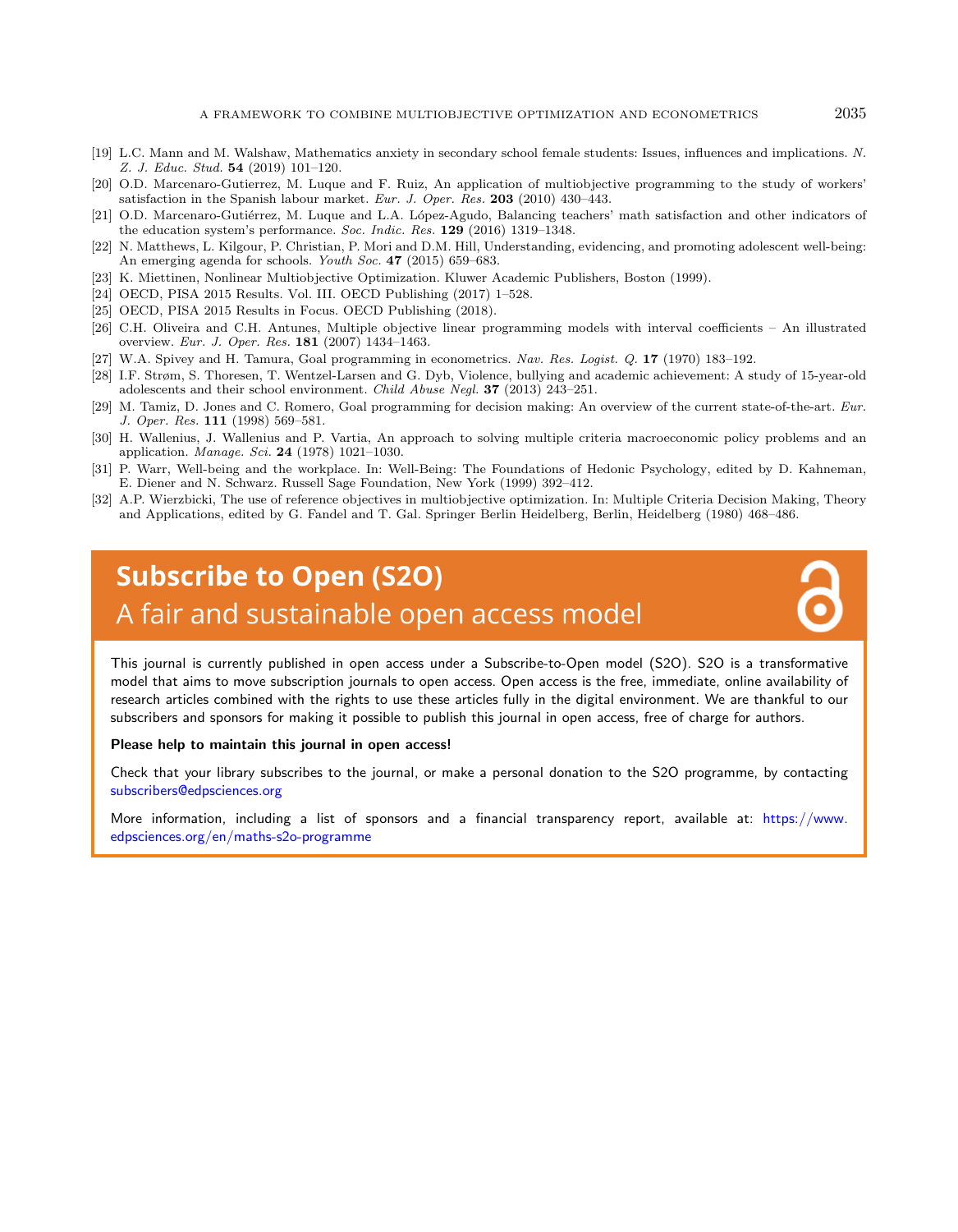[19] L.C. Mann and M. Walshaw, Mathematics anxiety in secondary school female students: Issues, influences and implications. *N. Z. J. Educ. Stud.* **54** (2019) 101–120.

[20] O.D. Marcenaro-Gutierrez, M. Luque and F. Ruiz, An application of multiobjective programming to the study of workers' satisfaction in the Spanish labour market. *Eur. J. Oper. Res.* **203** (2010) 430–443.

[21] O.D. Marcenaro-Gutiérrez, M. Luque and L.A. López-Agudo, Balancing teachers' math satisfaction and other indicators of the education system's performance. *Soc. Indic. Res.* **129** (2016) 1319–1348.

[22] N. Matthews, L. Kilgour, P. Christian, P. Mori and D.M. Hill, Understanding, evidencing, and promoting adolescent well-being: An emerging agenda for schools. *Youth Soc.* **47** (2015) 659–683.

[23] K. Miettinen, Nonlinear Multiobjective Optimization. Kluwer Academic Publishers, Boston (1999).

[24] OECD, PISA 2015 Results. Vol. III. OECD Publishing (2017) 1–528.

[25] OECD, PISA 2015 Results in Focus. OECD Publishing (2018).

[26] C.H. Oliveira and C.H. Antunes, Multiple objective linear programming models with interval coefficients – An illustrated overview. *Eur. J. Oper. Res.* **181** (2007) 1434–1463.

[27] W.A. Spivey and H. Tamura, Goal programming in econometrics. *Nav. Res. Logist. Q.* **17** (1970) 183–192.

[28] I.F. Strøm, S. Thoresen, T. Wentzel-Larsen and G. Dyb, Violence, bullying and academic achievement: A study of 15-year-old adolescents and their school environment. *Child Abuse Negl.* **37** (2013) 243–251.

[29] M. Tamiz, D. Jones and C. Romero, Goal programming for decision making: An overview of the current state-of-the-art. *Eur. J. Oper. Res.* **111** (1998) 569–581.

[30] H. Wallenius, J. Wallenius and P. Vartia, An approach to solving multiple criteria macroeconomic policy problems and an application. *Manage. Sci.* **24** (1978) 1021–1030.

[31] P. Warr, Well-being and the workplace. In: Well-Being: The Foundations of Hedonic Psychology, edited by D. Kahneman, E. Diener and N. Schwarz. Russell Sage Foundation, New York (1999) 392–412.

[32] A.P. Wierzbicki, The use of reference objectives in multiobjective optimization. In: Multiple Criteria Decision Making, Theory and Applications, edited by G. Fandel and T. Gal. Springer Berlin Heidelberg, Berlin, Heidelberg (1980) 468–486.

## Subscribe to Open (S2O)

A fair and sustainable open access model

This journal is currently published in open access under a Subscribe-to-Open model (S2O). S2O is a transformative model that aims to move subscription journals to open access. Open access is the free, immediate, online availability of research articles combined with the rights to use these articles fully in the digital environment. We are thankful to our subscribers and sponsors for making it possible to publish this journal in open access, free of charge for authors.

**Please help to maintain this journal in open access!**

Check that your library subscribes to the journal, or make a personal donation to the S2O programme, by contacting subscribers@edpsciences.org

More information, including a list of sponsors and a financial transparency report, available at: https://www.edpsciences.org/en/maths-s2o-programme